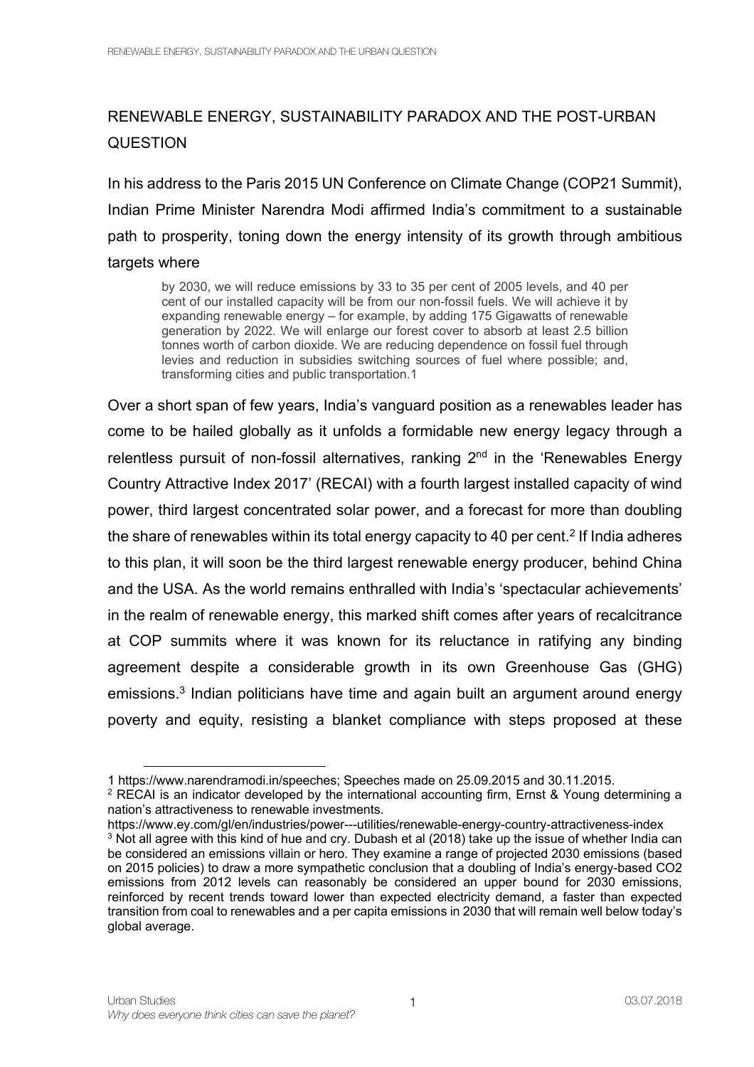# RENEWABLE ENERGY, SUSTAINABILITY PARADOX AND THE POST-URBAN QUESTION

In his address to the Paris 2015 UN Conference on Climate Change (COP21 Summit), Indian Prime Minister Narendra Modi affirmed India's commitment to a sustainable path to prosperity, toning down the energy intensity of its growth through ambitious targets where

> by 2030, we will reduce emissions by 33 to 35 per cent of 2005 levels, and 40 per cent of our installed capacity will be from our non-fossil fuels. We will achieve it by expanding renewable energy – for example, by adding 175 Gigawatts of renewable generation by 2022. We will enlarge our forest cover to absorb at least 2.5 billion tonnes worth of carbon dioxide. We are reducing dependence on fossil fuel through levies and reduction in subsidies switching sources of fuel where possible; and, transforming cities and public transportation.1

Over a short span of few years, India's vanguard position as a renewables leader has come to be hailed globally as it unfolds a formidable new energy legacy through a relentless pursuit of non-fossil alternatives, ranking 2nd in the 'Renewables Energy Country Attractive Index 2017' (RECAI) with a fourth largest installed capacity of wind power, third largest concentrated solar power, and a forecast for more than doubling the share of renewables within its total energy capacity to 40 per cent.[2] If India adheres to this plan, it will soon be the third largest renewable energy producer, behind China and the USA. As the world remains enthralled with India's 'spectacular achievements' in the realm of renewable energy, this marked shift comes after years of recalcitrance at COP summits where it was known for its reluctance in ratifying any binding agreement despite a considerable growth in its own Greenhouse Gas (GHG) emissions.[3] Indian politicians have time and again built an argument around energy poverty and equity, resisting a blanket compliance with steps proposed at these

---

1 https://www.narendramodi.in/speeches; Speeches made on 25.09.2015 and 30.11.2015.

[2] RECAI is an indicator developed by the international accounting firm, Ernst & Young determining a nation's attractiveness to renewable investments. https://www.ey.com/gl/en/industries/power---utilities/renewable-energy-country-attractiveness-index

[3] Not all agree with this kind of hue and cry. Dubash et al (2018) take up the issue of whether India can be considered an emissions villain or hero. They examine a range of projected 2030 emissions (based on 2015 policies) to draw a more sympathetic conclusion that a doubling of India's energy-based CO2 emissions from 2012 levels can reasonably be considered an upper bound for 2030 emissions, reinforced by recent trends toward lower than expected electricity demand, a faster than expected transition from coal to renewables and a per capita emissions in 2030 that will remain well below today's global average.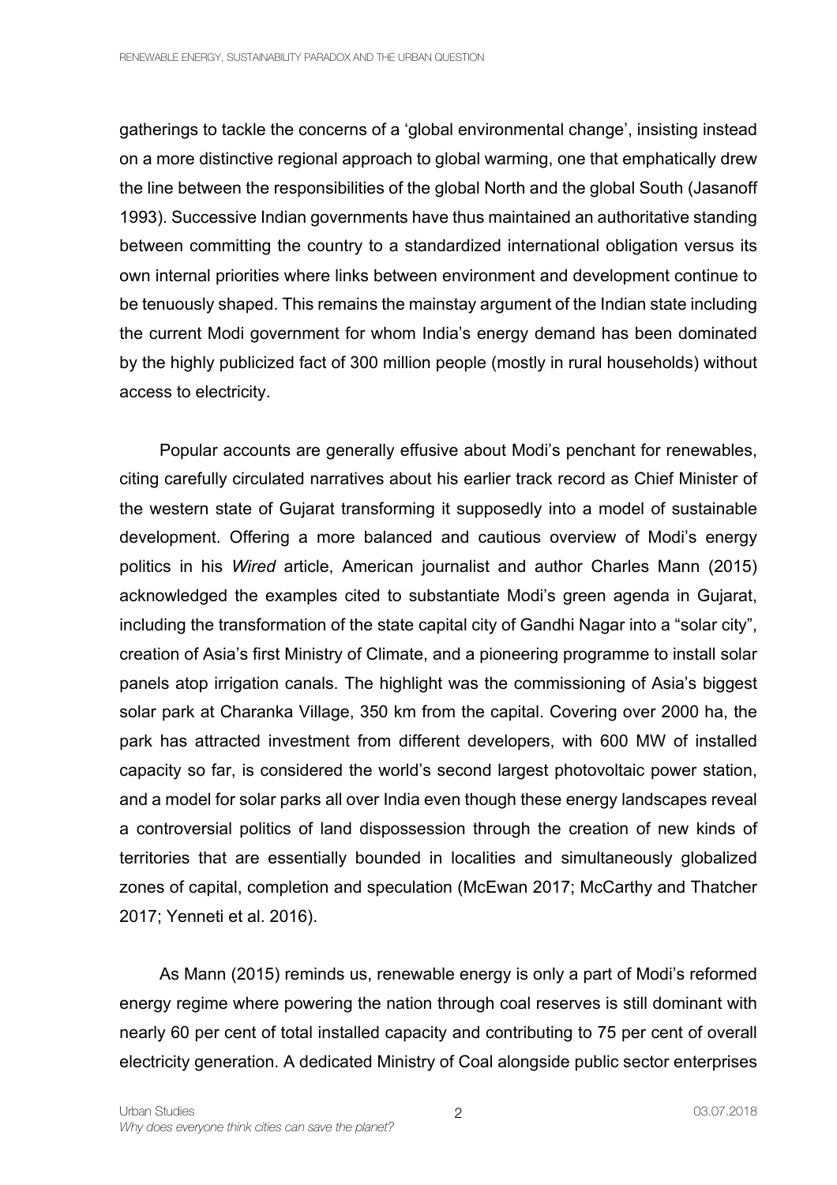gatherings to tackle the concerns of a 'global environmental change', insisting instead on a more distinctive regional approach to global warming, one that emphatically drew the line between the responsibilities of the global North and the global South (Jasanoff 1993). Successive Indian governments have thus maintained an authoritative standing between committing the country to a standardized international obligation versus its own internal priorities where links between environment and development continue to be tenuously shaped. This remains the mainstay argument of the Indian state including the current Modi government for whom India's energy demand has been dominated by the highly publicized fact of 300 million people (mostly in rural households) without access to electricity.

Popular accounts are generally effusive about Modi's penchant for renewables, citing carefully circulated narratives about his earlier track record as Chief Minister of the western state of Gujarat transforming it supposedly into a model of sustainable development. Offering a more balanced and cautious overview of Modi's energy politics in his *Wired* article, American journalist and author Charles Mann (2015) acknowledged the examples cited to substantiate Modi's green agenda in Gujarat, including the transformation of the state capital city of Gandhi Nagar into a "solar city", creation of Asia's first Ministry of Climate, and a pioneering programme to install solar panels atop irrigation canals. The highlight was the commissioning of Asia's biggest solar park at Charanka Village, 350 km from the capital. Covering over 2000 ha, the park has attracted investment from different developers, with 600 MW of installed capacity so far, is considered the world's second largest photovoltaic power station, and a model for solar parks all over India even though these energy landscapes reveal a controversial politics of land dispossession through the creation of new kinds of territories that are essentially bounded in localities and simultaneously globalized zones of capital, completion and speculation (McEwan 2017; McCarthy and Thatcher 2017; Yenneti et al. 2016).

As Mann (2015) reminds us, renewable energy is only a part of Modi's reformed energy regime where powering the nation through coal reserves is still dominant with nearly 60 per cent of total installed capacity and contributing to 75 per cent of overall electricity generation. A dedicated Ministry of Coal alongside public sector enterprises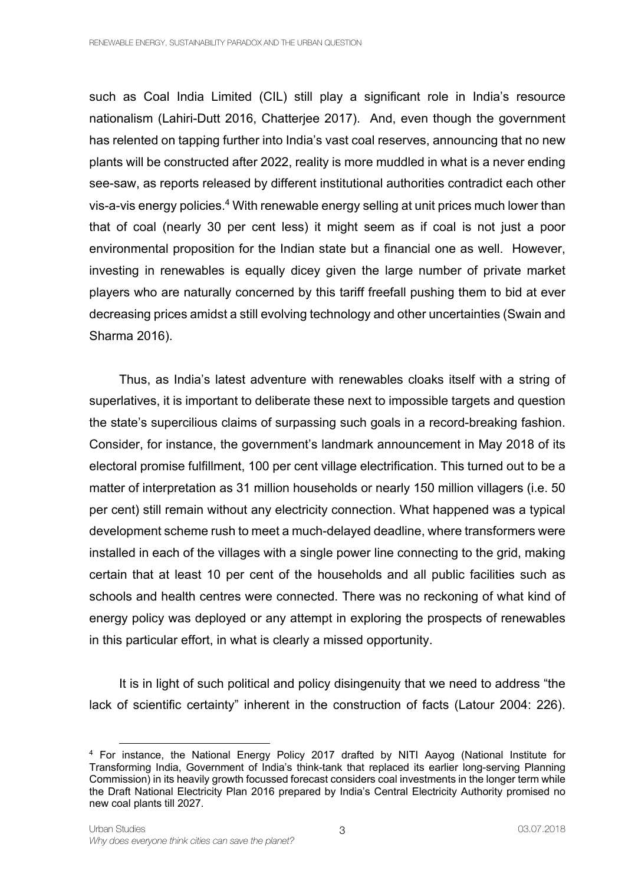such as Coal India Limited (CIL) still play a significant role in India's resource nationalism (Lahiri-Dutt 2016, Chatterjee 2017). And, even though the government has relented on tapping further into India's vast coal reserves, announcing that no new plants will be constructed after 2022, reality is more muddled in what is a never ending see-saw, as reports released by different institutional authorities contradict each other vis-a-vis energy policies.[4] With renewable energy selling at unit prices much lower than that of coal (nearly 30 per cent less) it might seem as if coal is not just a poor environmental proposition for the Indian state but a financial one as well. However, investing in renewables is equally dicey given the large number of private market players who are naturally concerned by this tariff freefall pushing them to bid at ever decreasing prices amidst a still evolving technology and other uncertainties (Swain and Sharma 2016).

Thus, as India's latest adventure with renewables cloaks itself with a string of superlatives, it is important to deliberate these next to impossible targets and question the state's supercilious claims of surpassing such goals in a record-breaking fashion. Consider, for instance, the government's landmark announcement in May 2018 of its electoral promise fulfillment, 100 per cent village electrification. This turned out to be a matter of interpretation as 31 million households or nearly 150 million villagers (i.e. 50 per cent) still remain without any electricity connection. What happened was a typical development scheme rush to meet a much-delayed deadline, where transformers were installed in each of the villages with a single power line connecting to the grid, making certain that at least 10 per cent of the households and all public facilities such as schools and health centres were connected. There was no reckoning of what kind of energy policy was deployed or any attempt in exploring the prospects of renewables in this particular effort, in what is clearly a missed opportunity.

It is in light of such political and policy disingenuity that we need to address "the lack of scientific certainty" inherent in the construction of facts (Latour 2004: 226).

[4] For instance, the National Energy Policy 2017 drafted by NITI Aayog (National Institute for Transforming India, Government of India's think-tank that replaced its earlier long-serving Planning Commission) in its heavily growth focussed forecast considers coal investments in the longer term while the Draft National Electricity Plan 2016 prepared by India's Central Electricity Authority promised no new coal plants till 2027.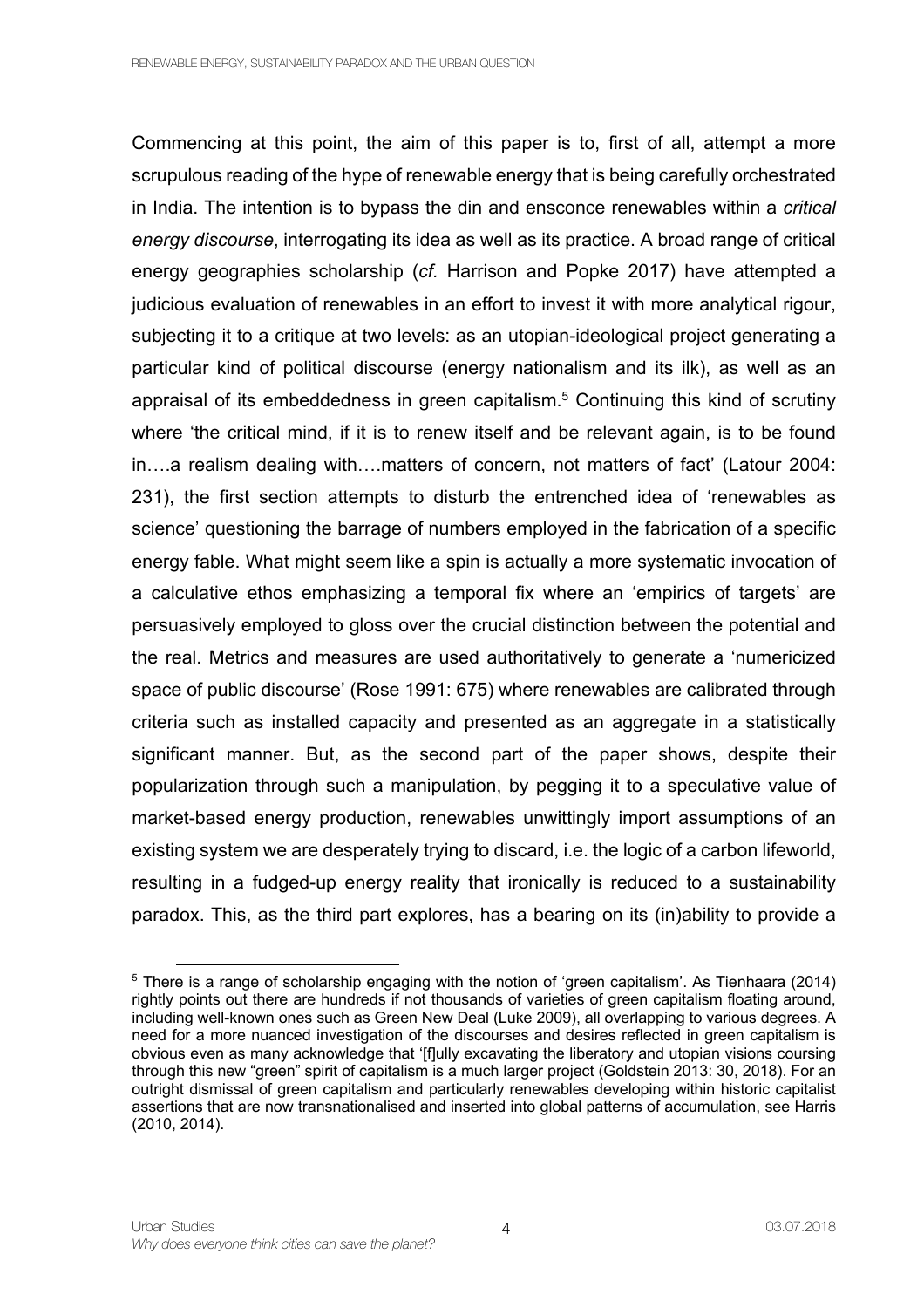Commencing at this point, the aim of this paper is to, first of all, attempt a more scrupulous reading of the hype of renewable energy that is being carefully orchestrated in India. The intention is to bypass the din and ensconce renewables within a *critical energy discourse*, interrogating its idea as well as its practice. A broad range of critical energy geographies scholarship (*cf.* Harrison and Popke 2017) have attempted a judicious evaluation of renewables in an effort to invest it with more analytical rigour, subjecting it to a critique at two levels: as an utopian-ideological project generating a particular kind of political discourse (energy nationalism and its ilk), as well as an appraisal of its embeddedness in green capitalism.[5] Continuing this kind of scrutiny where 'the critical mind, if it is to renew itself and be relevant again, is to be found in….a realism dealing with….matters of concern, not matters of fact' (Latour 2004: 231), the first section attempts to disturb the entrenched idea of 'renewables as science' questioning the barrage of numbers employed in the fabrication of a specific energy fable. What might seem like a spin is actually a more systematic invocation of a calculative ethos emphasizing a temporal fix where an 'empirics of targets' are persuasively employed to gloss over the crucial distinction between the potential and the real. Metrics and measures are used authoritatively to generate a 'numericized space of public discourse' (Rose 1991: 675) where renewables are calibrated through criteria such as installed capacity and presented as an aggregate in a statistically significant manner. But, as the second part of the paper shows, despite their popularization through such a manipulation, by pegging it to a speculative value of market-based energy production, renewables unwittingly import assumptions of an existing system we are desperately trying to discard, i.e. the logic of a carbon lifeworld, resulting in a fudged-up energy reality that ironically is reduced to a sustainability paradox. This, as the third part explores, has a bearing on its (in)ability to provide a

[5] There is a range of scholarship engaging with the notion of 'green capitalism'. As Tienhaara (2014) rightly points out there are hundreds if not thousands of varieties of green capitalism floating around, including well-known ones such as Green New Deal (Luke 2009), all overlapping to various degrees. A need for a more nuanced investigation of the discourses and desires reflected in green capitalism is obvious even as many acknowledge that '[f]ully excavating the liberatory and utopian visions coursing through this new "green" spirit of capitalism is a much larger project (Goldstein 2013: 30, 2018). For an outright dismissal of green capitalism and particularly renewables developing within historic capitalist assertions that are now transnationalised and inserted into global patterns of accumulation, see Harris (2010, 2014).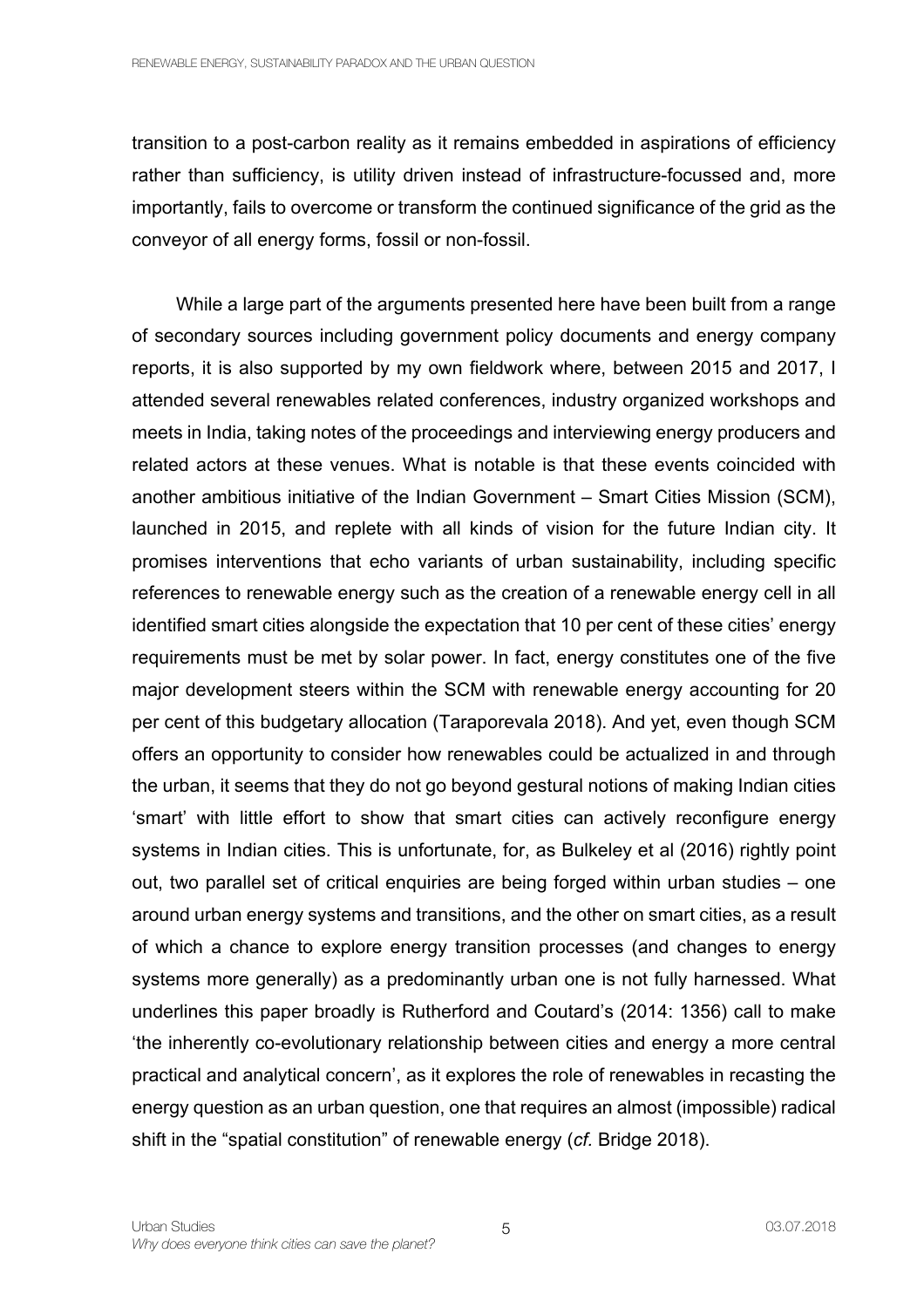transition to a post-carbon reality as it remains embedded in aspirations of efficiency rather than sufficiency, is utility driven instead of infrastructure-focussed and, more importantly, fails to overcome or transform the continued significance of the grid as the conveyor of all energy forms, fossil or non-fossil.

While a large part of the arguments presented here have been built from a range of secondary sources including government policy documents and energy company reports, it is also supported by my own fieldwork where, between 2015 and 2017, I attended several renewables related conferences, industry organized workshops and meets in India, taking notes of the proceedings and interviewing energy producers and related actors at these venues. What is notable is that these events coincided with another ambitious initiative of the Indian Government – Smart Cities Mission (SCM), launched in 2015, and replete with all kinds of vision for the future Indian city. It promises interventions that echo variants of urban sustainability, including specific references to renewable energy such as the creation of a renewable energy cell in all identified smart cities alongside the expectation that 10 per cent of these cities' energy requirements must be met by solar power. In fact, energy constitutes one of the five major development steers within the SCM with renewable energy accounting for 20 per cent of this budgetary allocation (Taraporevala 2018). And yet, even though SCM offers an opportunity to consider how renewables could be actualized in and through the urban, it seems that they do not go beyond gestural notions of making Indian cities 'smart' with little effort to show that smart cities can actively reconfigure energy systems in Indian cities. This is unfortunate, for, as Bulkeley et al (2016) rightly point out, two parallel set of critical enquiries are being forged within urban studies – one around urban energy systems and transitions, and the other on smart cities, as a result of which a chance to explore energy transition processes (and changes to energy systems more generally) as a predominantly urban one is not fully harnessed. What underlines this paper broadly is Rutherford and Coutard's (2014: 1356) call to make 'the inherently co-evolutionary relationship between cities and energy a more central practical and analytical concern', as it explores the role of renewables in recasting the energy question as an urban question, one that requires an almost (impossible) radical shift in the "spatial constitution" of renewable energy (*cf.* Bridge 2018).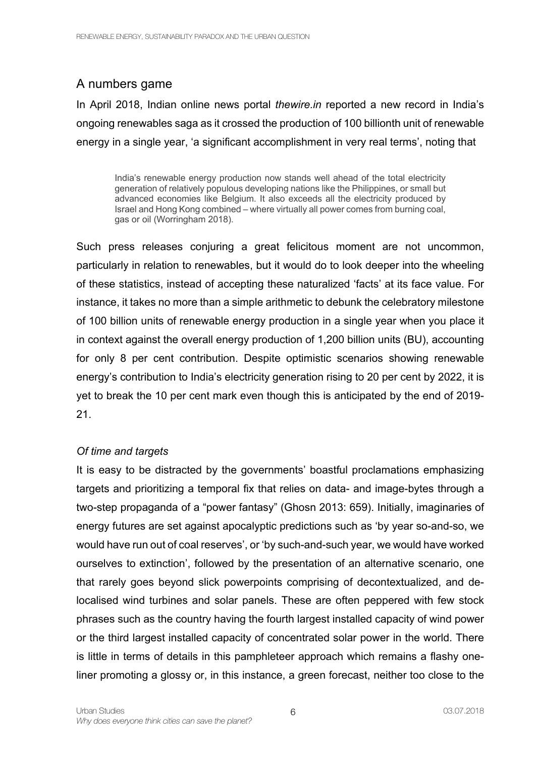## A numbers game

In April 2018, Indian online news portal *thewire.in* reported a new record in India's ongoing renewables saga as it crossed the production of 100 billionth unit of renewable energy in a single year, 'a significant accomplishment in very real terms', noting that

> India's renewable energy production now stands well ahead of the total electricity generation of relatively populous developing nations like the Philippines, or small but advanced economies like Belgium. It also exceeds all the electricity produced by Israel and Hong Kong combined – where virtually all power comes from burning coal, gas or oil (Worringham 2018).

Such press releases conjuring a great felicitous moment are not uncommon, particularly in relation to renewables, but it would do to look deeper into the wheeling of these statistics, instead of accepting these naturalized 'facts' at its face value. For instance, it takes no more than a simple arithmetic to debunk the celebratory milestone of 100 billion units of renewable energy production in a single year when you place it in context against the overall energy production of 1,200 billion units (BU), accounting for only 8 per cent contribution. Despite optimistic scenarios showing renewable energy's contribution to India's electricity generation rising to 20 per cent by 2022, it is yet to break the 10 per cent mark even though this is anticipated by the end of 2019-21.

### *Of time and targets*

It is easy to be distracted by the governments' boastful proclamations emphasizing targets and prioritizing a temporal fix that relies on data- and image-bytes through a two-step propaganda of a "power fantasy" (Ghosn 2013: 659). Initially, imaginaries of energy futures are set against apocalyptic predictions such as 'by year so-and-so, we would have run out of coal reserves', or 'by such-and-such year, we would have worked ourselves to extinction', followed by the presentation of an alternative scenario, one that rarely goes beyond slick powerpoints comprising of decontextualized, and de-localised wind turbines and solar panels. These are often peppered with few stock phrases such as the country having the fourth largest installed capacity of wind power or the third largest installed capacity of concentrated solar power in the world. There is little in terms of details in this pamphleteer approach which remains a flashy one-liner promoting a glossy or, in this instance, a green forecast, neither too close to the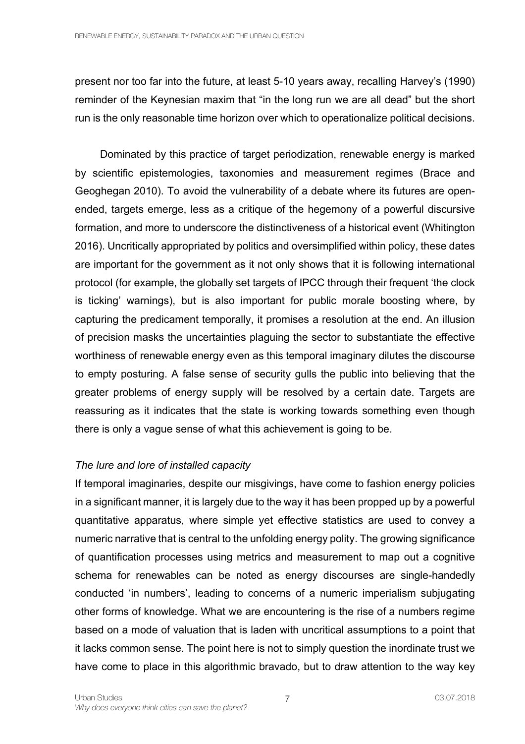present nor too far into the future, at least 5-10 years away, recalling Harvey's (1990) reminder of the Keynesian maxim that "in the long run we are all dead" but the short run is the only reasonable time horizon over which to operationalize political decisions.

Dominated by this practice of target periodization, renewable energy is marked by scientific epistemologies, taxonomies and measurement regimes (Brace and Geoghegan 2010). To avoid the vulnerability of a debate where its futures are open-ended, targets emerge, less as a critique of the hegemony of a powerful discursive formation, and more to underscore the distinctiveness of a historical event (Whitington 2016). Uncritically appropriated by politics and oversimplified within policy, these dates are important for the government as it not only shows that it is following international protocol (for example, the globally set targets of IPCC through their frequent 'the clock is ticking' warnings), but is also important for public morale boosting where, by capturing the predicament temporally, it promises a resolution at the end. An illusion of precision masks the uncertainties plaguing the sector to substantiate the effective worthiness of renewable energy even as this temporal imaginary dilutes the discourse to empty posturing. A false sense of security gulls the public into believing that the greater problems of energy supply will be resolved by a certain date. Targets are reassuring as it indicates that the state is working towards something even though there is only a vague sense of what this achievement is going to be.

*The lure and lore of installed capacity*

If temporal imaginaries, despite our misgivings, have come to fashion energy policies in a significant manner, it is largely due to the way it has been propped up by a powerful quantitative apparatus, where simple yet effective statistics are used to convey a numeric narrative that is central to the unfolding energy polity. The growing significance of quantification processes using metrics and measurement to map out a cognitive schema for renewables can be noted as energy discourses are single-handedly conducted 'in numbers', leading to concerns of a numeric imperialism subjugating other forms of knowledge. What we are encountering is the rise of a numbers regime based on a mode of valuation that is laden with uncritical assumptions to a point that it lacks common sense. The point here is not to simply question the inordinate trust we have come to place in this algorithmic bravado, but to draw attention to the way key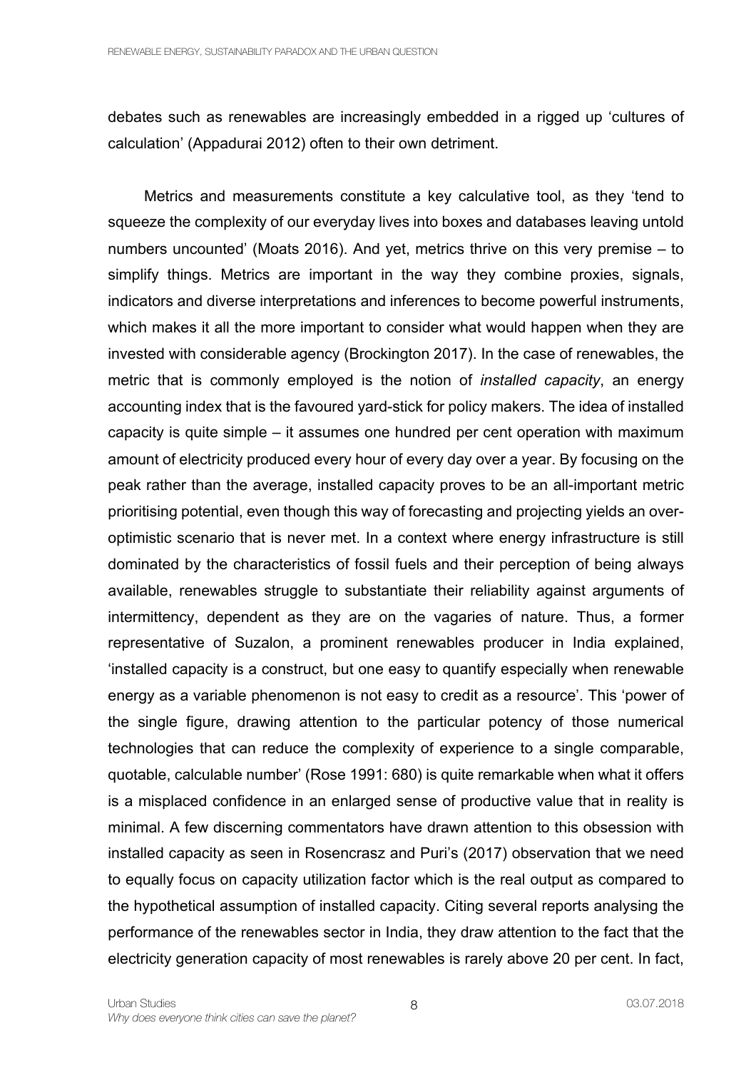debates such as renewables are increasingly embedded in a rigged up 'cultures of calculation' (Appadurai 2012) often to their own detriment.

Metrics and measurements constitute a key calculative tool, as they 'tend to squeeze the complexity of our everyday lives into boxes and databases leaving untold numbers uncounted' (Moats 2016). And yet, metrics thrive on this very premise – to simplify things. Metrics are important in the way they combine proxies, signals, indicators and diverse interpretations and inferences to become powerful instruments, which makes it all the more important to consider what would happen when they are invested with considerable agency (Brockington 2017). In the case of renewables, the metric that is commonly employed is the notion of *installed capacity*, an energy accounting index that is the favoured yard-stick for policy makers. The idea of installed capacity is quite simple – it assumes one hundred per cent operation with maximum amount of electricity produced every hour of every day over a year. By focusing on the peak rather than the average, installed capacity proves to be an all-important metric prioritising potential, even though this way of forecasting and projecting yields an over-optimistic scenario that is never met. In a context where energy infrastructure is still dominated by the characteristics of fossil fuels and their perception of being always available, renewables struggle to substantiate their reliability against arguments of intermittency, dependent as they are on the vagaries of nature. Thus, a former representative of Suzalon, a prominent renewables producer in India explained, 'installed capacity is a construct, but one easy to quantify especially when renewable energy as a variable phenomenon is not easy to credit as a resource'. This 'power of the single figure, drawing attention to the particular potency of those numerical technologies that can reduce the complexity of experience to a single comparable, quotable, calculable number' (Rose 1991: 680) is quite remarkable when what it offers is a misplaced confidence in an enlarged sense of productive value that in reality is minimal. A few discerning commentators have drawn attention to this obsession with installed capacity as seen in Rosencrasz and Puri's (2017) observation that we need to equally focus on capacity utilization factor which is the real output as compared to the hypothetical assumption of installed capacity. Citing several reports analysing the performance of the renewables sector in India, they draw attention to the fact that the electricity generation capacity of most renewables is rarely above 20 per cent. In fact,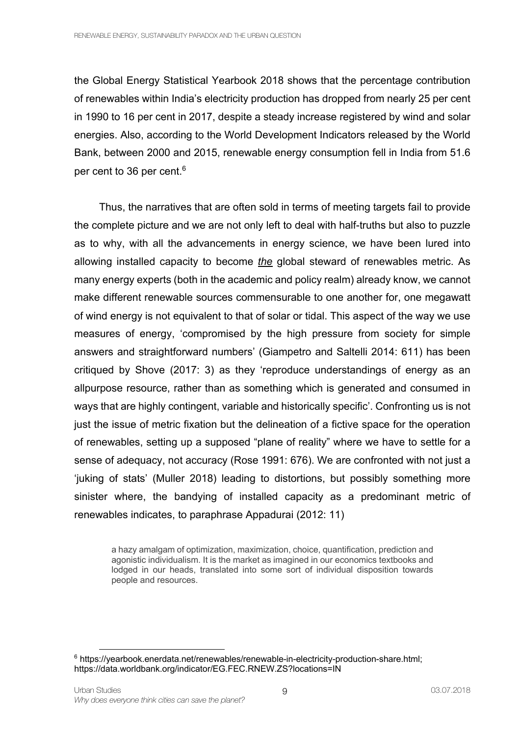the Global Energy Statistical Yearbook 2018 shows that the percentage contribution of renewables within India's electricity production has dropped from nearly 25 per cent in 1990 to 16 per cent in 2017, despite a steady increase registered by wind and solar energies. Also, according to the World Development Indicators released by the World Bank, between 2000 and 2015, renewable energy consumption fell in India from 51.6 per cent to 36 per cent.[6]

Thus, the narratives that are often sold in terms of meeting targets fail to provide the complete picture and we are not only left to deal with half-truths but also to puzzle as to why, with all the advancements in energy science, we have been lured into allowing installed capacity to become <u>*the*</u> global steward of renewables metric. As many energy experts (both in the academic and policy realm) already know, we cannot make different renewable sources commensurable to one another for, one megawatt of wind energy is not equivalent to that of solar or tidal. This aspect of the way we use measures of energy, 'compromised by the high pressure from society for simple answers and straightforward numbers' (Giampetro and Saltelli 2014: 611) has been critiqued by Shove (2017: 3) as they 'reproduce understandings of energy as an allpurpose resource, rather than as something which is generated and consumed in ways that are highly contingent, variable and historically specific'. Confronting us is not just the issue of metric fixation but the delineation of a fictive space for the operation of renewables, setting up a supposed "plane of reality" where we have to settle for a sense of adequacy, not accuracy (Rose 1991: 676). We are confronted with not just a 'juking of stats' (Muller 2018) leading to distortions, but possibly something more sinister where, the bandying of installed capacity as a predominant metric of renewables indicates, to paraphrase Appadurai (2012: 11)

> a hazy amalgam of optimization, maximization, choice, quantification, prediction and agonistic individualism. It is the market as imagined in our economics textbooks and lodged in our heads, translated into some sort of individual disposition towards people and resources.

---

[6] https://yearbook.enerdata.net/renewables/renewable-in-electricity-production-share.html; https://data.worldbank.org/indicator/EG.FEC.RNEW.ZS?locations=IN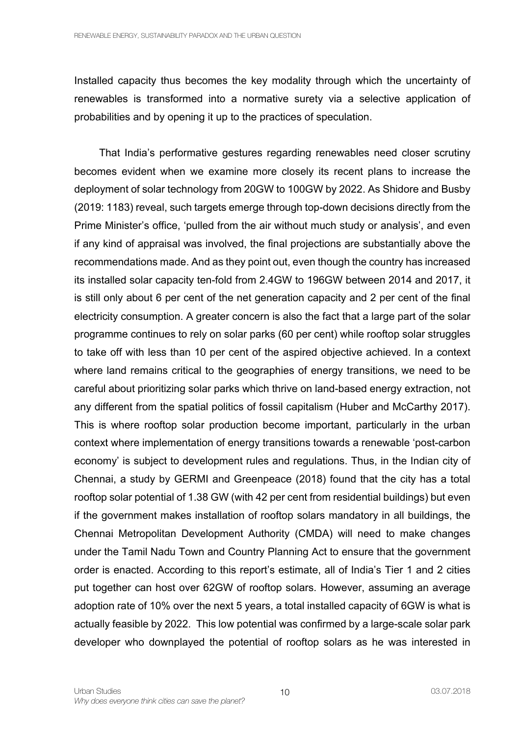Installed capacity thus becomes the key modality through which the uncertainty of renewables is transformed into a normative surety via a selective application of probabilities and by opening it up to the practices of speculation.

That India's performative gestures regarding renewables need closer scrutiny becomes evident when we examine more closely its recent plans to increase the deployment of solar technology from 20GW to 100GW by 2022. As Shidore and Busby (2019: 1183) reveal, such targets emerge through top-down decisions directly from the Prime Minister's office, 'pulled from the air without much study or analysis', and even if any kind of appraisal was involved, the final projections are substantially above the recommendations made. And as they point out, even though the country has increased its installed solar capacity ten-fold from 2.4GW to 196GW between 2014 and 2017, it is still only about 6 per cent of the net generation capacity and 2 per cent of the final electricity consumption. A greater concern is also the fact that a large part of the solar programme continues to rely on solar parks (60 per cent) while rooftop solar struggles to take off with less than 10 per cent of the aspired objective achieved. In a context where land remains critical to the geographies of energy transitions, we need to be careful about prioritizing solar parks which thrive on land-based energy extraction, not any different from the spatial politics of fossil capitalism (Huber and McCarthy 2017). This is where rooftop solar production become important, particularly in the urban context where implementation of energy transitions towards a renewable 'post-carbon economy' is subject to development rules and regulations. Thus, in the Indian city of Chennai, a study by GERMI and Greenpeace (2018) found that the city has a total rooftop solar potential of 1.38 GW (with 42 per cent from residential buildings) but even if the government makes installation of rooftop solars mandatory in all buildings, the Chennai Metropolitan Development Authority (CMDA) will need to make changes under the Tamil Nadu Town and Country Planning Act to ensure that the government order is enacted. According to this report's estimate, all of India's Tier 1 and 2 cities put together can host over 62GW of rooftop solars. However, assuming an average adoption rate of 10% over the next 5 years, a total installed capacity of 6GW is what is actually feasible by 2022. This low potential was confirmed by a large-scale solar park developer who downplayed the potential of rooftop solars as he was interested in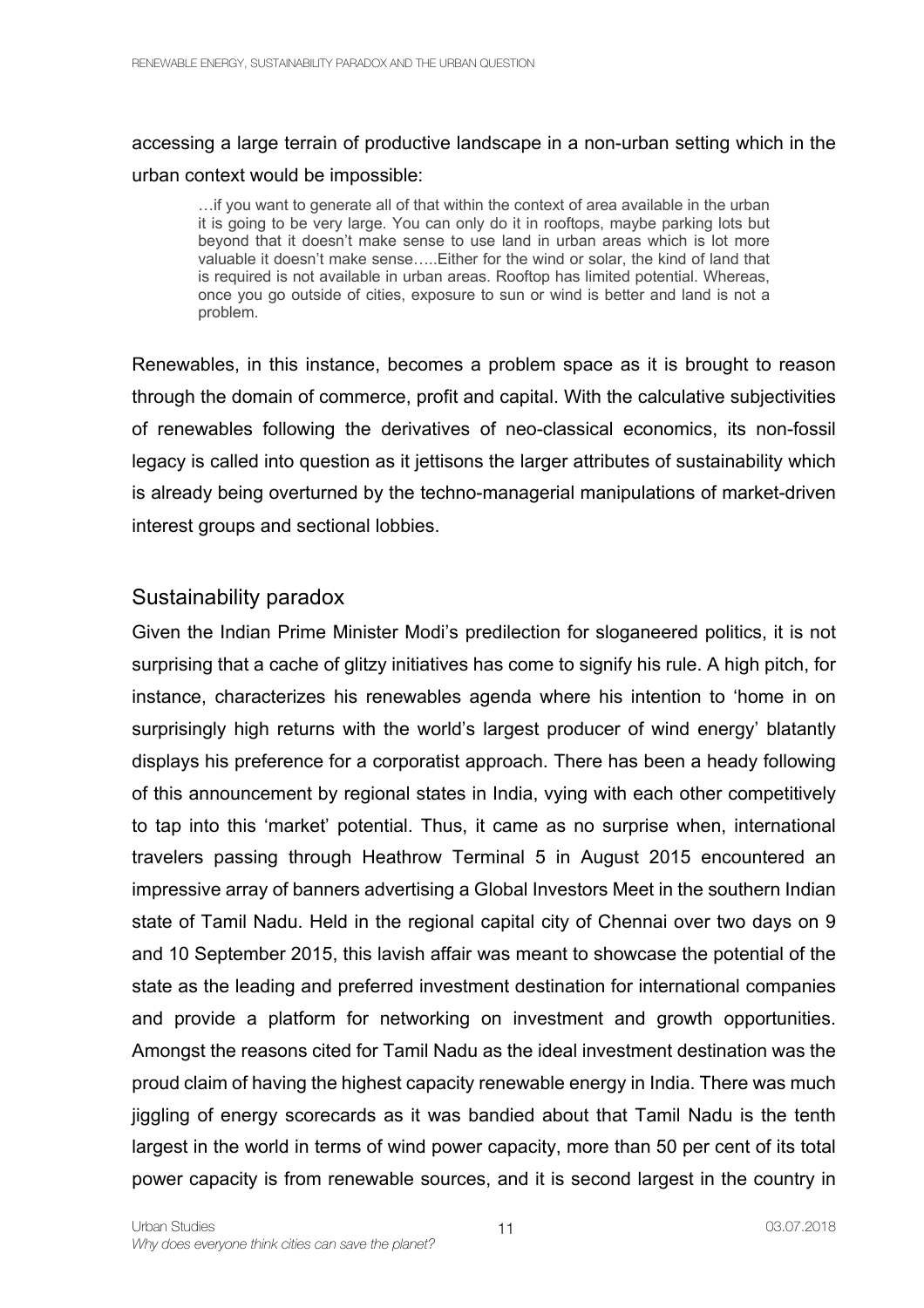accessing a large terrain of productive landscape in a non-urban setting which in the urban context would be impossible:

> …if you want to generate all of that within the context of area available in the urban it is going to be very large. You can only do it in rooftops, maybe parking lots but beyond that it doesn't make sense to use land in urban areas which is lot more valuable it doesn't make sense…..Either for the wind or solar, the kind of land that is required is not available in urban areas. Rooftop has limited potential. Whereas, once you go outside of cities, exposure to sun or wind is better and land is not a problem.

Renewables, in this instance, becomes a problem space as it is brought to reason through the domain of commerce, profit and capital. With the calculative subjectivities of renewables following the derivatives of neo-classical economics, its non-fossil legacy is called into question as it jettisons the larger attributes of sustainability which is already being overturned by the techno-managerial manipulations of market-driven interest groups and sectional lobbies.

## Sustainability paradox

Given the Indian Prime Minister Modi's predilection for sloganeered politics, it is not surprising that a cache of glitzy initiatives has come to signify his rule. A high pitch, for instance, characterizes his renewables agenda where his intention to 'home in on surprisingly high returns with the world's largest producer of wind energy' blatantly displays his preference for a corporatist approach. There has been a heady following of this announcement by regional states in India, vying with each other competitively to tap into this 'market' potential. Thus, it came as no surprise when, international travelers passing through Heathrow Terminal 5 in August 2015 encountered an impressive array of banners advertising a Global Investors Meet in the southern Indian state of Tamil Nadu. Held in the regional capital city of Chennai over two days on 9 and 10 September 2015, this lavish affair was meant to showcase the potential of the state as the leading and preferred investment destination for international companies and provide a platform for networking on investment and growth opportunities. Amongst the reasons cited for Tamil Nadu as the ideal investment destination was the proud claim of having the highest capacity renewable energy in India. There was much jiggling of energy scorecards as it was bandied about that Tamil Nadu is the tenth largest in the world in terms of wind power capacity, more than 50 per cent of its total power capacity is from renewable sources, and it is second largest in the country in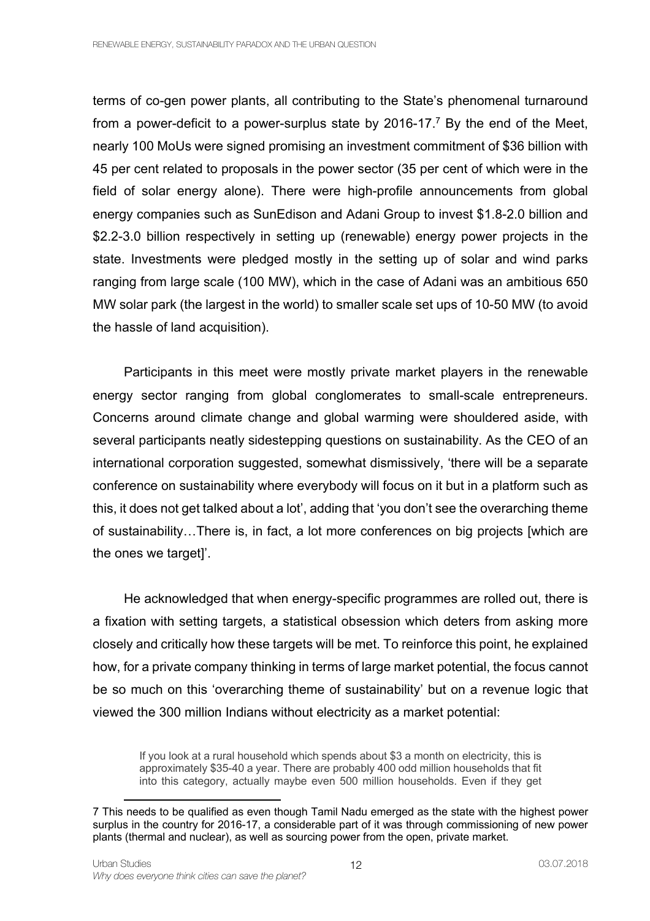terms of co-gen power plants, all contributing to the State's phenomenal turnaround from a power-deficit to a power-surplus state by 2016-17.[7] By the end of the Meet, nearly 100 MoUs were signed promising an investment commitment of $36 billion with 45 per cent related to proposals in the power sector (35 per cent of which were in the field of solar energy alone). There were high-profile announcements from global energy companies such as SunEdison and Adani Group to invest $1.8-2.0 billion and $2.2-3.0 billion respectively in setting up (renewable) energy power projects in the state. Investments were pledged mostly in the setting up of solar and wind parks ranging from large scale (100 MW), which in the case of Adani was an ambitious 650 MW solar park (the largest in the world) to smaller scale set ups of 10-50 MW (to avoid the hassle of land acquisition).

Participants in this meet were mostly private market players in the renewable energy sector ranging from global conglomerates to small-scale entrepreneurs. Concerns around climate change and global warming were shouldered aside, with several participants neatly sidestepping questions on sustainability. As the CEO of an international corporation suggested, somewhat dismissively, 'there will be a separate conference on sustainability where everybody will focus on it but in a platform such as this, it does not get talked about a lot', adding that 'you don't see the overarching theme of sustainability…There is, in fact, a lot more conferences on big projects [which are the ones we target]'.

He acknowledged that when energy-specific programmes are rolled out, there is a fixation with setting targets, a statistical obsession which deters from asking more closely and critically how these targets will be met. To reinforce this point, he explained how, for a private company thinking in terms of large market potential, the focus cannot be so much on this 'overarching theme of sustainability' but on a revenue logic that viewed the 300 million Indians without electricity as a market potential:

> If you look at a rural household which spends about $3 a month on electricity, this is approximately $35-40 a year. There are probably 400 odd million households that fit into this category, actually maybe even 500 million households. Even if they get

---

7 This needs to be qualified as even though Tamil Nadu emerged as the state with the highest power surplus in the country for 2016-17, a considerable part of it was through commissioning of new power plants (thermal and nuclear), as well as sourcing power from the open, private market.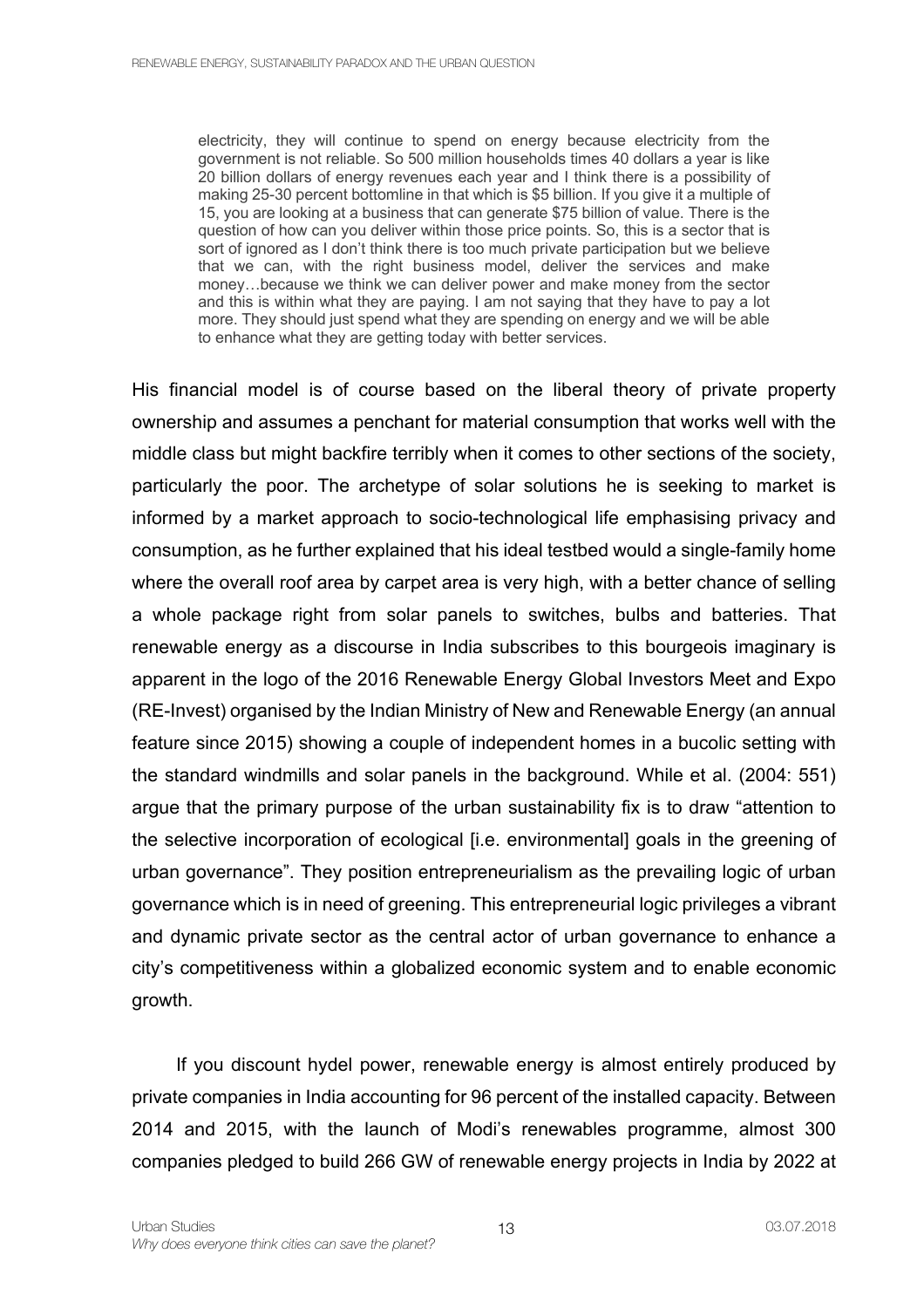> electricity, they will continue to spend on energy because electricity from the government is not reliable. So 500 million households times 40 dollars a year is like 20 billion dollars of energy revenues each year and I think there is a possibility of making 25-30 percent bottomline in that which is $5 billion. If you give it a multiple of 15, you are looking at a business that can generate $75 billion of value. There is the question of how can you deliver within those price points. So, this is a sector that is sort of ignored as I don't think there is too much private participation but we believe that we can, with the right business model, deliver the services and make money…because we think we can deliver power and make money from the sector and this is within what they are paying. I am not saying that they have to pay a lot more. They should just spend what they are spending on energy and we will be able to enhance what they are getting today with better services.

His financial model is of course based on the liberal theory of private property ownership and assumes a penchant for material consumption that works well with the middle class but might backfire terribly when it comes to other sections of the society, particularly the poor. The archetype of solar solutions he is seeking to market is informed by a market approach to socio-technological life emphasising privacy and consumption, as he further explained that his ideal testbed would a single-family home where the overall roof area by carpet area is very high, with a better chance of selling a whole package right from solar panels to switches, bulbs and batteries. That renewable energy as a discourse in India subscribes to this bourgeois imaginary is apparent in the logo of the 2016 Renewable Energy Global Investors Meet and Expo (RE-Invest) organised by the Indian Ministry of New and Renewable Energy (an annual feature since 2015) showing a couple of independent homes in a bucolic setting with the standard windmills and solar panels in the background. While et al. (2004: 551) argue that the primary purpose of the urban sustainability fix is to draw "attention to the selective incorporation of ecological [i.e. environmental] goals in the greening of urban governance". They position entrepreneurialism as the prevailing logic of urban governance which is in need of greening. This entrepreneurial logic privileges a vibrant and dynamic private sector as the central actor of urban governance to enhance a city's competitiveness within a globalized economic system and to enable economic growth.

If you discount hydel power, renewable energy is almost entirely produced by private companies in India accounting for 96 percent of the installed capacity. Between 2014 and 2015, with the launch of Modi's renewables programme, almost 300 companies pledged to build 266 GW of renewable energy projects in India by 2022 at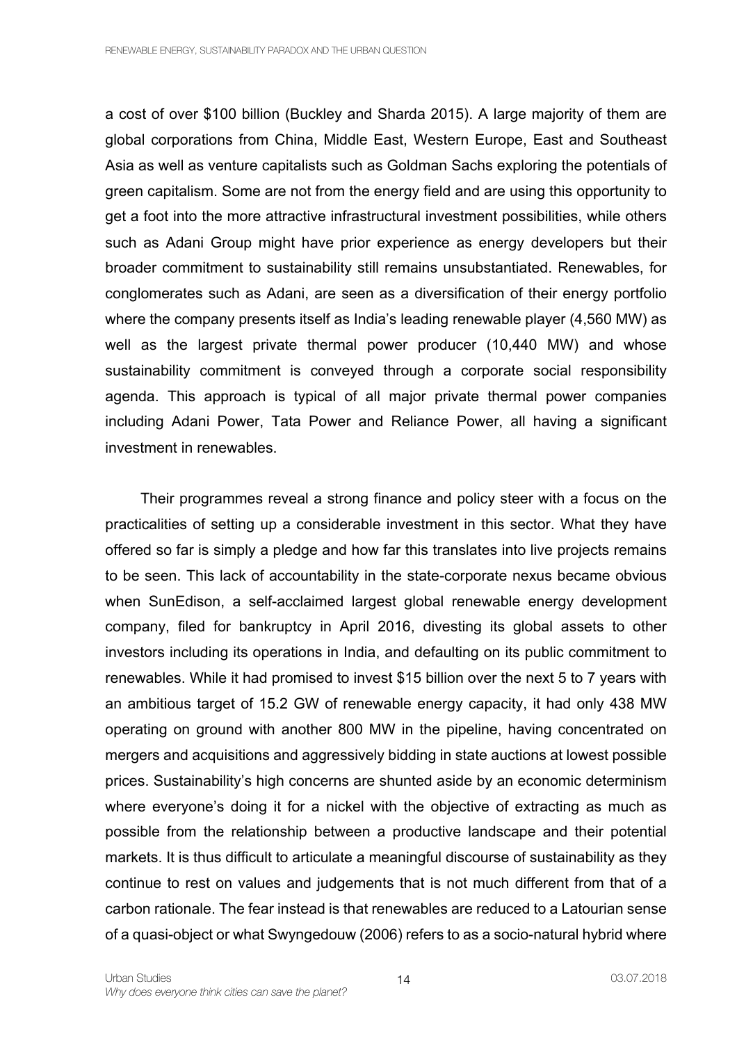a cost of over $100 billion (Buckley and Sharda 2015). A large majority of them are global corporations from China, Middle East, Western Europe, East and Southeast Asia as well as venture capitalists such as Goldman Sachs exploring the potentials of green capitalism. Some are not from the energy field and are using this opportunity to get a foot into the more attractive infrastructural investment possibilities, while others such as Adani Group might have prior experience as energy developers but their broader commitment to sustainability still remains unsubstantiated. Renewables, for conglomerates such as Adani, are seen as a diversification of their energy portfolio where the company presents itself as India's leading renewable player (4,560 MW) as well as the largest private thermal power producer (10,440 MW) and whose sustainability commitment is conveyed through a corporate social responsibility agenda. This approach is typical of all major private thermal power companies including Adani Power, Tata Power and Reliance Power, all having a significant investment in renewables.

Their programmes reveal a strong finance and policy steer with a focus on the practicalities of setting up a considerable investment in this sector. What they have offered so far is simply a pledge and how far this translates into live projects remains to be seen. This lack of accountability in the state-corporate nexus became obvious when SunEdison, a self-acclaimed largest global renewable energy development company, filed for bankruptcy in April 2016, divesting its global assets to other investors including its operations in India, and defaulting on its public commitment to renewables. While it had promised to invest $15 billion over the next 5 to 7 years with an ambitious target of 15.2 GW of renewable energy capacity, it had only 438 MW operating on ground with another 800 MW in the pipeline, having concentrated on mergers and acquisitions and aggressively bidding in state auctions at lowest possible prices. Sustainability's high concerns are shunted aside by an economic determinism where everyone's doing it for a nickel with the objective of extracting as much as possible from the relationship between a productive landscape and their potential markets. It is thus difficult to articulate a meaningful discourse of sustainability as they continue to rest on values and judgements that is not much different from that of a carbon rationale. The fear instead is that renewables are reduced to a Latourian sense of a quasi-object or what Swyngedouw (2006) refers to as a socio-natural hybrid where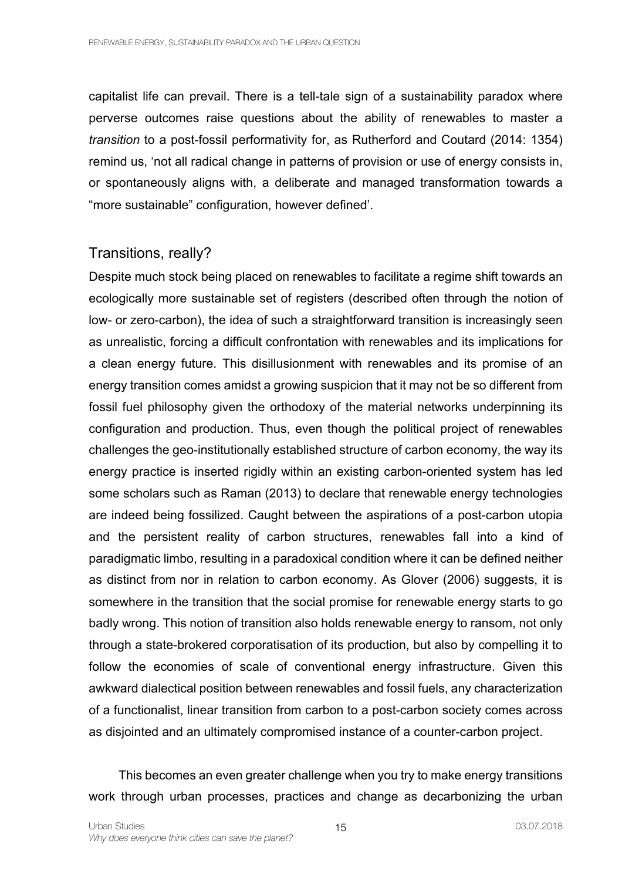capitalist life can prevail. There is a tell-tale sign of a sustainability paradox where perverse outcomes raise questions about the ability of renewables to master a *transition* to a post-fossil performativity for, as Rutherford and Coutard (2014: 1354) remind us, 'not all radical change in patterns of provision or use of energy consists in, or spontaneously aligns with, a deliberate and managed transformation towards a "more sustainable" configuration, however defined'.

## Transitions, really?

Despite much stock being placed on renewables to facilitate a regime shift towards an ecologically more sustainable set of registers (described often through the notion of low- or zero-carbon), the idea of such a straightforward transition is increasingly seen as unrealistic, forcing a difficult confrontation with renewables and its implications for a clean energy future. This disillusionment with renewables and its promise of an energy transition comes amidst a growing suspicion that it may not be so different from fossil fuel philosophy given the orthodoxy of the material networks underpinning its configuration and production. Thus, even though the political project of renewables challenges the geo-institutionally established structure of carbon economy, the way its energy practice is inserted rigidly within an existing carbon-oriented system has led some scholars such as Raman (2013) to declare that renewable energy technologies are indeed being fossilized. Caught between the aspirations of a post-carbon utopia and the persistent reality of carbon structures, renewables fall into a kind of paradigmatic limbo, resulting in a paradoxical condition where it can be defined neither as distinct from nor in relation to carbon economy. As Glover (2006) suggests, it is somewhere in the transition that the social promise for renewable energy starts to go badly wrong. This notion of transition also holds renewable energy to ransom, not only through a state-brokered corporatisation of its production, but also by compelling it to follow the economies of scale of conventional energy infrastructure. Given this awkward dialectical position between renewables and fossil fuels, any characterization of a functionalist, linear transition from carbon to a post-carbon society comes across as disjointed and an ultimately compromised instance of a counter-carbon project.

This becomes an even greater challenge when you try to make energy transitions work through urban processes, practices and change as decarbonizing the urban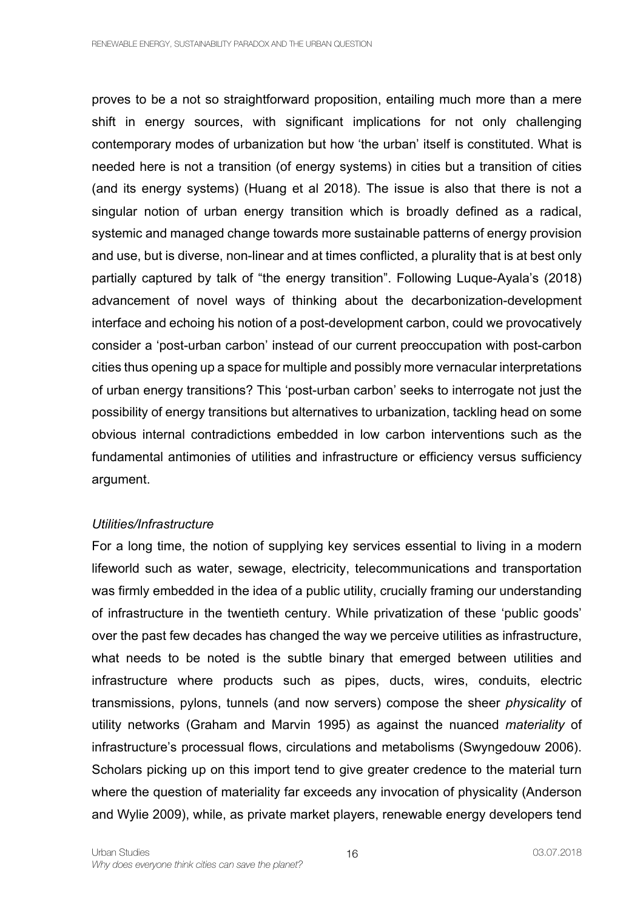proves to be a not so straightforward proposition, entailing much more than a mere shift in energy sources, with significant implications for not only challenging contemporary modes of urbanization but how 'the urban' itself is constituted. What is needed here is not a transition (of energy systems) in cities but a transition of cities (and its energy systems) (Huang et al 2018). The issue is also that there is not a singular notion of urban energy transition which is broadly defined as a radical, systemic and managed change towards more sustainable patterns of energy provision and use, but is diverse, non-linear and at times conflicted, a plurality that is at best only partially captured by talk of "the energy transition". Following Luque-Ayala's (2018) advancement of novel ways of thinking about the decarbonization-development interface and echoing his notion of a post-development carbon, could we provocatively consider a 'post-urban carbon' instead of our current preoccupation with post-carbon cities thus opening up a space for multiple and possibly more vernacular interpretations of urban energy transitions? This 'post-urban carbon' seeks to interrogate not just the possibility of energy transitions but alternatives to urbanization, tackling head on some obvious internal contradictions embedded in low carbon interventions such as the fundamental antimonies of utilities and infrastructure or efficiency versus sufficiency argument.

*Utilities/Infrastructure*

For a long time, the notion of supplying key services essential to living in a modern lifeworld such as water, sewage, electricity, telecommunications and transportation was firmly embedded in the idea of a public utility, crucially framing our understanding of infrastructure in the twentieth century. While privatization of these 'public goods' over the past few decades has changed the way we perceive utilities as infrastructure, what needs to be noted is the subtle binary that emerged between utilities and infrastructure where products such as pipes, ducts, wires, conduits, electric transmissions, pylons, tunnels (and now servers) compose the sheer *physicality* of utility networks (Graham and Marvin 1995) as against the nuanced *materiality* of infrastructure's processual flows, circulations and metabolisms (Swyngedouw 2006). Scholars picking up on this import tend to give greater credence to the material turn where the question of materiality far exceeds any invocation of physicality (Anderson and Wylie 2009), while, as private market players, renewable energy developers tend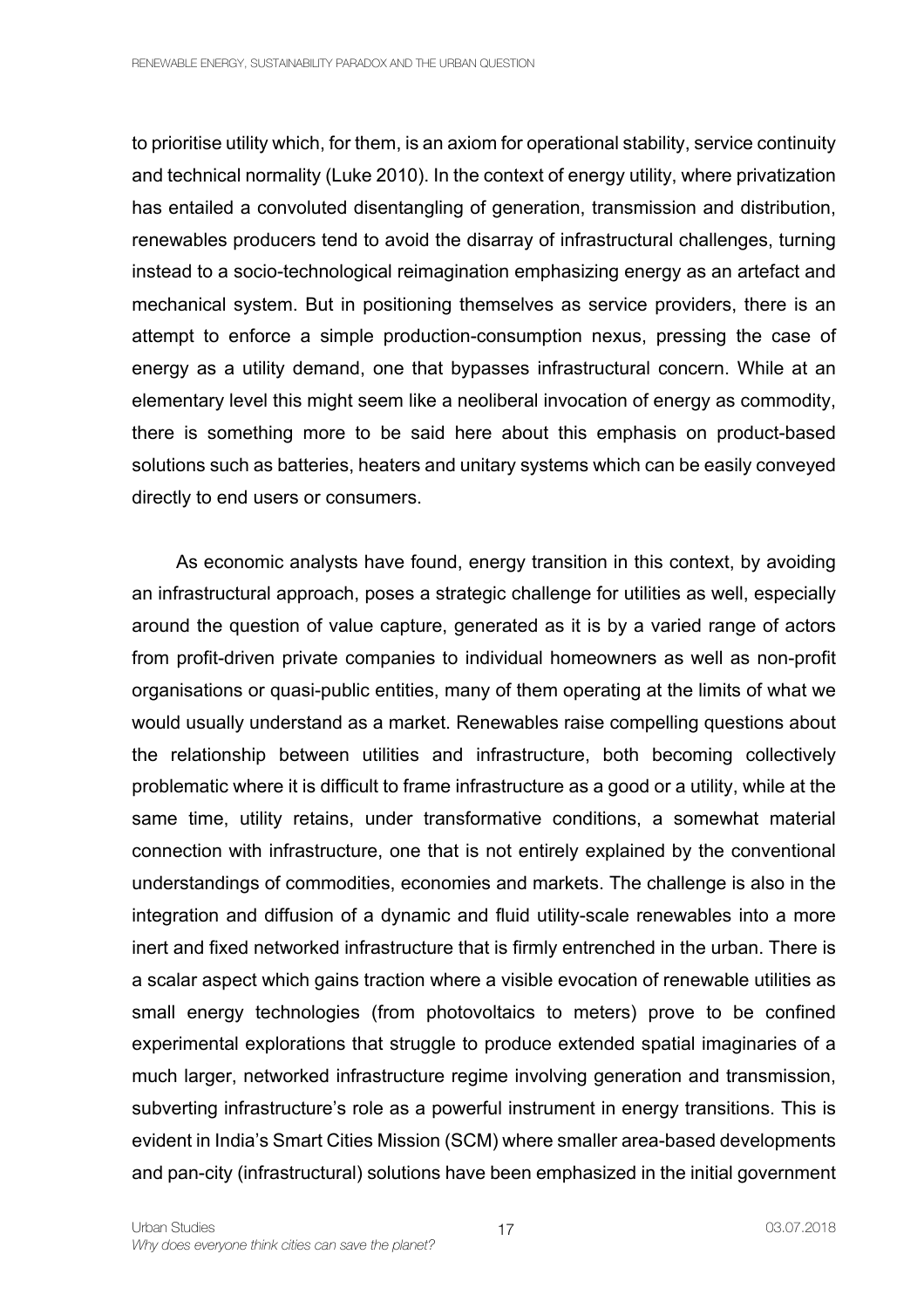to prioritise utility which, for them, is an axiom for operational stability, service continuity and technical normality (Luke 2010). In the context of energy utility, where privatization has entailed a convoluted disentangling of generation, transmission and distribution, renewables producers tend to avoid the disarray of infrastructural challenges, turning instead to a socio-technological reimagination emphasizing energy as an artefact and mechanical system. But in positioning themselves as service providers, there is an attempt to enforce a simple production-consumption nexus, pressing the case of energy as a utility demand, one that bypasses infrastructural concern. While at an elementary level this might seem like a neoliberal invocation of energy as commodity, there is something more to be said here about this emphasis on product-based solutions such as batteries, heaters and unitary systems which can be easily conveyed directly to end users or consumers.

As economic analysts have found, energy transition in this context, by avoiding an infrastructural approach, poses a strategic challenge for utilities as well, especially around the question of value capture, generated as it is by a varied range of actors from profit-driven private companies to individual homeowners as well as non-profit organisations or quasi-public entities, many of them operating at the limits of what we would usually understand as a market. Renewables raise compelling questions about the relationship between utilities and infrastructure, both becoming collectively problematic where it is difficult to frame infrastructure as a good or a utility, while at the same time, utility retains, under transformative conditions, a somewhat material connection with infrastructure, one that is not entirely explained by the conventional understandings of commodities, economies and markets. The challenge is also in the integration and diffusion of a dynamic and fluid utility-scale renewables into a more inert and fixed networked infrastructure that is firmly entrenched in the urban. There is a scalar aspect which gains traction where a visible evocation of renewable utilities as small energy technologies (from photovoltaics to meters) prove to be confined experimental explorations that struggle to produce extended spatial imaginaries of a much larger, networked infrastructure regime involving generation and transmission, subverting infrastructure's role as a powerful instrument in energy transitions. This is evident in India's Smart Cities Mission (SCM) where smaller area-based developments and pan-city (infrastructural) solutions have been emphasized in the initial government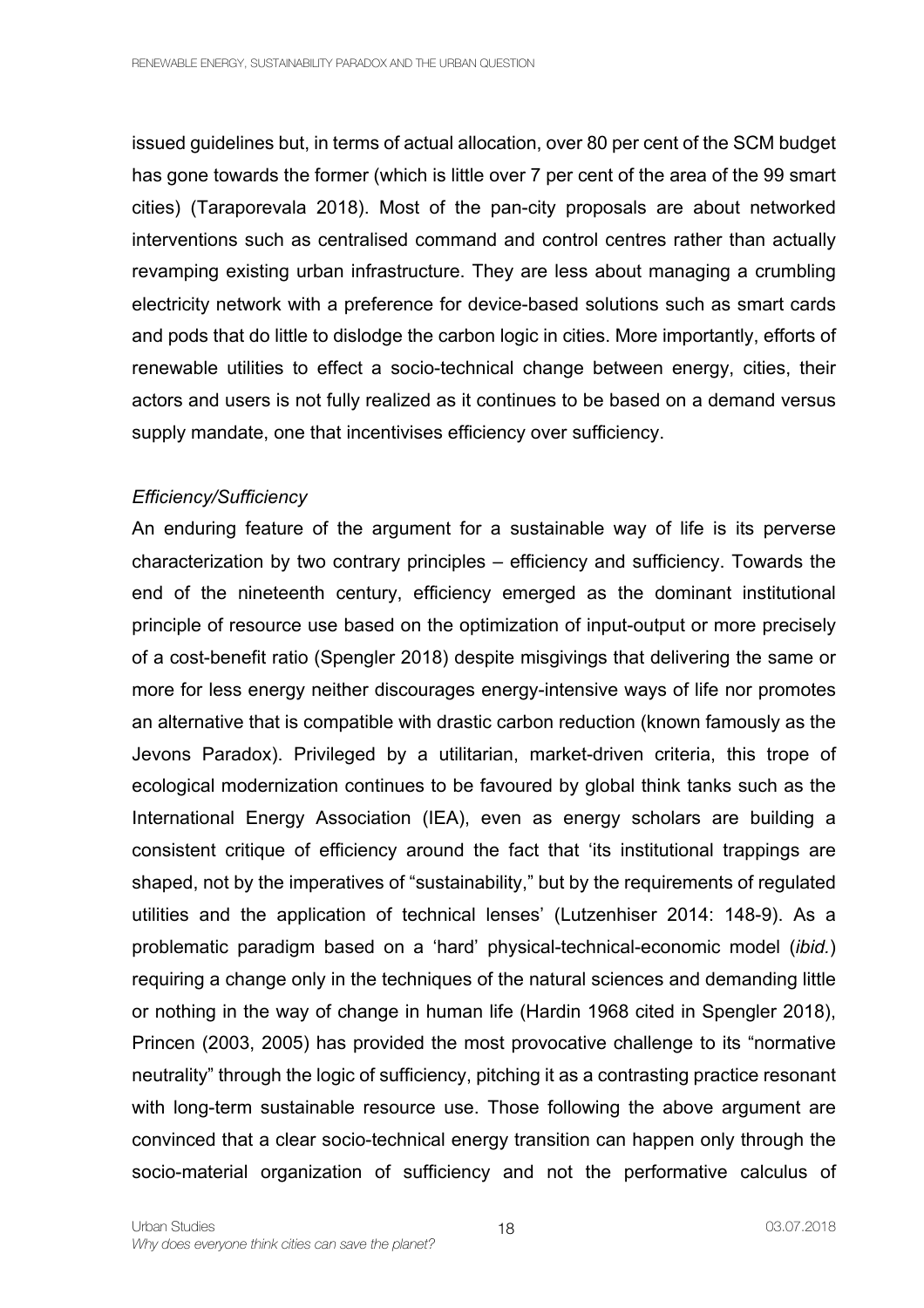issued guidelines but, in terms of actual allocation, over 80 per cent of the SCM budget has gone towards the former (which is little over 7 per cent of the area of the 99 smart cities) (Taraporevala 2018). Most of the pan-city proposals are about networked interventions such as centralised command and control centres rather than actually revamping existing urban infrastructure. They are less about managing a crumbling electricity network with a preference for device-based solutions such as smart cards and pods that do little to dislodge the carbon logic in cities. More importantly, efforts of renewable utilities to effect a socio-technical change between energy, cities, their actors and users is not fully realized as it continues to be based on a demand versus supply mandate, one that incentivises efficiency over sufficiency.

*Efficiency/Sufficiency*

An enduring feature of the argument for a sustainable way of life is its perverse characterization by two contrary principles – efficiency and sufficiency. Towards the end of the nineteenth century, efficiency emerged as the dominant institutional principle of resource use based on the optimization of input-output or more precisely of a cost-benefit ratio (Spengler 2018) despite misgivings that delivering the same or more for less energy neither discourages energy-intensive ways of life nor promotes an alternative that is compatible with drastic carbon reduction (known famously as the Jevons Paradox). Privileged by a utilitarian, market-driven criteria, this trope of ecological modernization continues to be favoured by global think tanks such as the International Energy Association (IEA), even as energy scholars are building a consistent critique of efficiency around the fact that 'its institutional trappings are shaped, not by the imperatives of "sustainability," but by the requirements of regulated utilities and the application of technical lenses' (Lutzenhiser 2014: 148-9). As a problematic paradigm based on a 'hard' physical-technical-economic model (*ibid.*) requiring a change only in the techniques of the natural sciences and demanding little or nothing in the way of change in human life (Hardin 1968 cited in Spengler 2018), Princen (2003, 2005) has provided the most provocative challenge to its "normative neutrality" through the logic of sufficiency, pitching it as a contrasting practice resonant with long-term sustainable resource use. Those following the above argument are convinced that a clear socio-technical energy transition can happen only through the socio-material organization of sufficiency and not the performative calculus of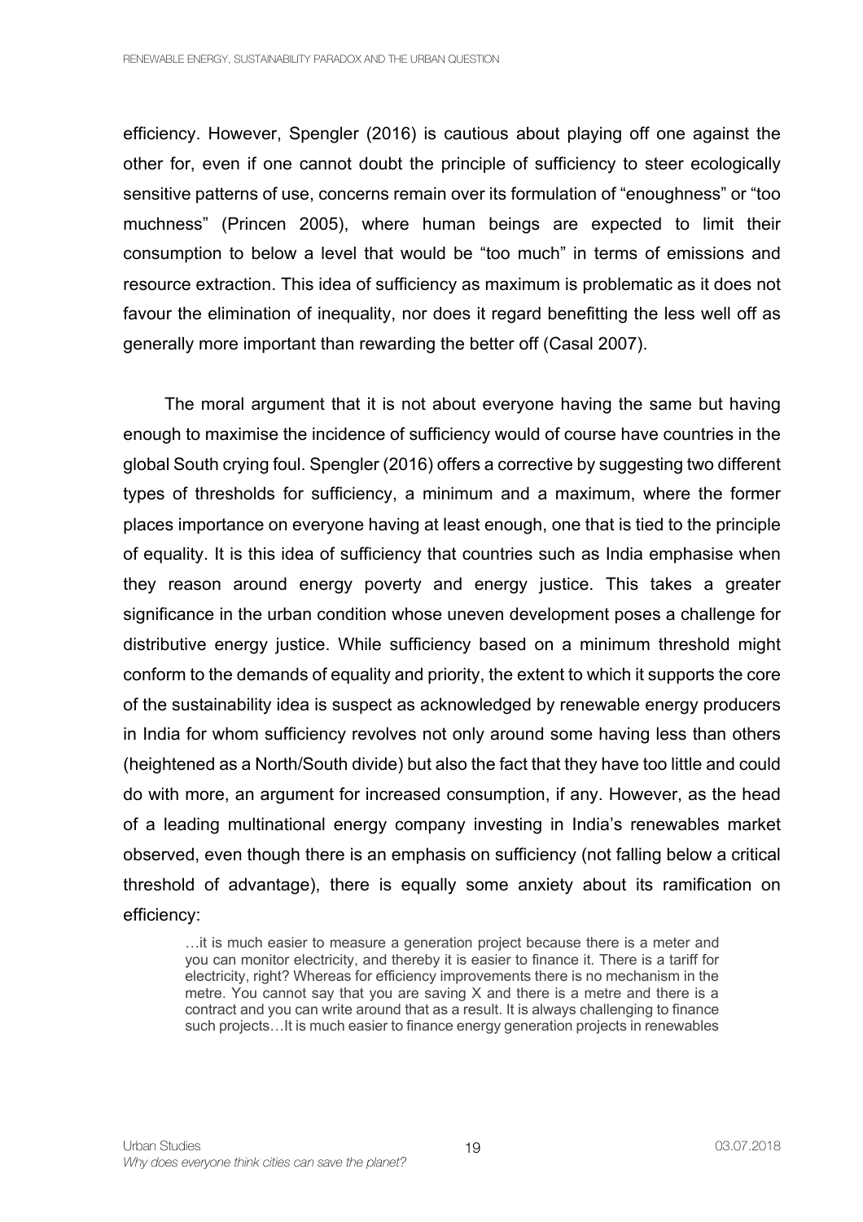efficiency. However, Spengler (2016) is cautious about playing off one against the other for, even if one cannot doubt the principle of sufficiency to steer ecologically sensitive patterns of use, concerns remain over its formulation of "enoughness" or "too muchness" (Princen 2005), where human beings are expected to limit their consumption to below a level that would be "too much" in terms of emissions and resource extraction. This idea of sufficiency as maximum is problematic as it does not favour the elimination of inequality, nor does it regard benefitting the less well off as generally more important than rewarding the better off (Casal 2007).

The moral argument that it is not about everyone having the same but having enough to maximise the incidence of sufficiency would of course have countries in the global South crying foul. Spengler (2016) offers a corrective by suggesting two different types of thresholds for sufficiency, a minimum and a maximum, where the former places importance on everyone having at least enough, one that is tied to the principle of equality. It is this idea of sufficiency that countries such as India emphasise when they reason around energy poverty and energy justice. This takes a greater significance in the urban condition whose uneven development poses a challenge for distributive energy justice. While sufficiency based on a minimum threshold might conform to the demands of equality and priority, the extent to which it supports the core of the sustainability idea is suspect as acknowledged by renewable energy producers in India for whom sufficiency revolves not only around some having less than others (heightened as a North/South divide) but also the fact that they have too little and could do with more, an argument for increased consumption, if any. However, as the head of a leading multinational energy company investing in India's renewables market observed, even though there is an emphasis on sufficiency (not falling below a critical threshold of advantage), there is equally some anxiety about its ramification on efficiency:

> …it is much easier to measure a generation project because there is a meter and you can monitor electricity, and thereby it is easier to finance it. There is a tariff for electricity, right? Whereas for efficiency improvements there is no mechanism in the metre. You cannot say that you are saving X and there is a metre and there is a contract and you can write around that as a result. It is always challenging to finance such projects…It is much easier to finance energy generation projects in renewables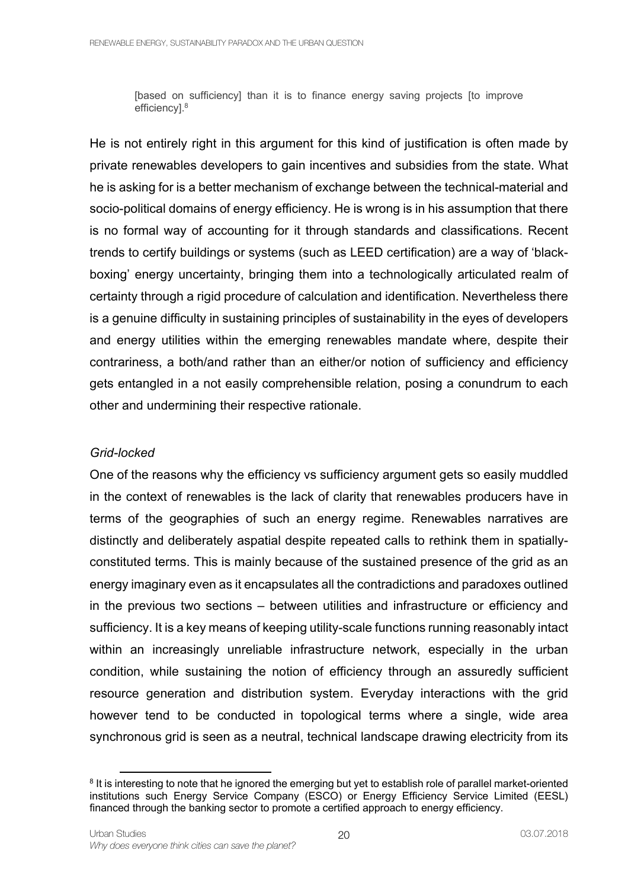> [based on sufficiency] than it is to finance energy saving projects [to improve efficiency].[8]

He is not entirely right in this argument for this kind of justification is often made by private renewables developers to gain incentives and subsidies from the state. What he is asking for is a better mechanism of exchange between the technical-material and socio-political domains of energy efficiency. He is wrong is in his assumption that there is no formal way of accounting for it through standards and classifications. Recent trends to certify buildings or systems (such as LEED certification) are a way of 'black-boxing' energy uncertainty, bringing them into a technologically articulated realm of certainty through a rigid procedure of calculation and identification. Nevertheless there is a genuine difficulty in sustaining principles of sustainability in the eyes of developers and energy utilities within the emerging renewables mandate where, despite their contrariness, a both/and rather than an either/or notion of sufficiency and efficiency gets entangled in a not easily comprehensible relation, posing a conundrum to each other and undermining their respective rationale.

*Grid-locked*

One of the reasons why the efficiency vs sufficiency argument gets so easily muddled in the context of renewables is the lack of clarity that renewables producers have in terms of the geographies of such an energy regime. Renewables narratives are distinctly and deliberately aspatial despite repeated calls to rethink them in spatially-constituted terms. This is mainly because of the sustained presence of the grid as an energy imaginary even as it encapsulates all the contradictions and paradoxes outlined in the previous two sections – between utilities and infrastructure or efficiency and sufficiency. It is a key means of keeping utility-scale functions running reasonably intact within an increasingly unreliable infrastructure network, especially in the urban condition, while sustaining the notion of efficiency through an assuredly sufficient resource generation and distribution system. Everyday interactions with the grid however tend to be conducted in topological terms where a single, wide area synchronous grid is seen as a neutral, technical landscape drawing electricity from its

[8] It is interesting to note that he ignored the emerging but yet to establish role of parallel market-oriented institutions such Energy Service Company (ESCO) or Energy Efficiency Service Limited (EESL) financed through the banking sector to promote a certified approach to energy efficiency.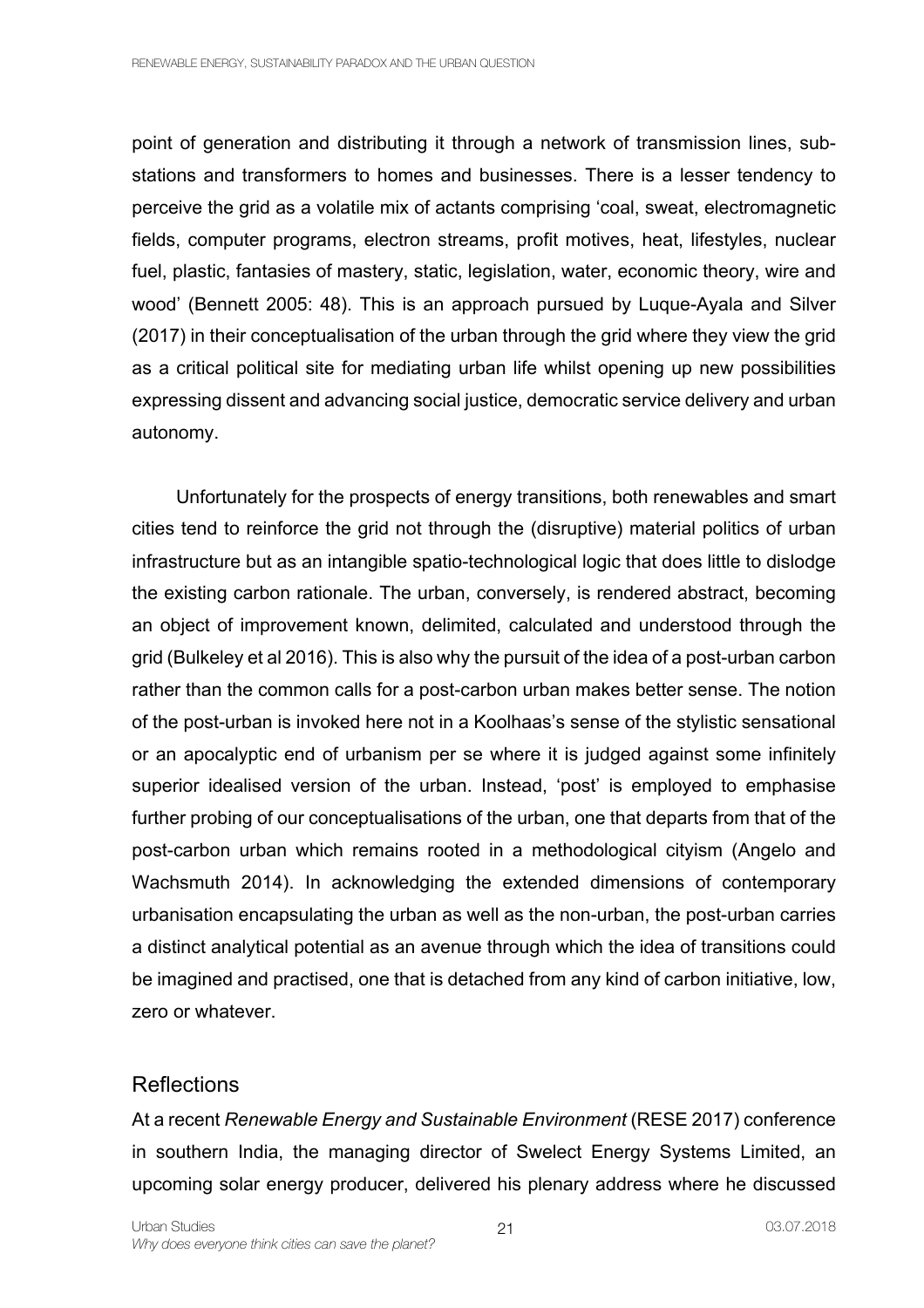point of generation and distributing it through a network of transmission lines, sub-stations and transformers to homes and businesses. There is a lesser tendency to perceive the grid as a volatile mix of actants comprising 'coal, sweat, electromagnetic fields, computer programs, electron streams, profit motives, heat, lifestyles, nuclear fuel, plastic, fantasies of mastery, static, legislation, water, economic theory, wire and wood' (Bennett 2005: 48). This is an approach pursued by Luque-Ayala and Silver (2017) in their conceptualisation of the urban through the grid where they view the grid as a critical political site for mediating urban life whilst opening up new possibilities expressing dissent and advancing social justice, democratic service delivery and urban autonomy.

Unfortunately for the prospects of energy transitions, both renewables and smart cities tend to reinforce the grid not through the (disruptive) material politics of urban infrastructure but as an intangible spatio-technological logic that does little to dislodge the existing carbon rationale. The urban, conversely, is rendered abstract, becoming an object of improvement known, delimited, calculated and understood through the grid (Bulkeley et al 2016). This is also why the pursuit of the idea of a post-urban carbon rather than the common calls for a post-carbon urban makes better sense. The notion of the post-urban is invoked here not in a Koolhaas's sense of the stylistic sensational or an apocalyptic end of urbanism per se where it is judged against some infinitely superior idealised version of the urban. Instead, 'post' is employed to emphasise further probing of our conceptualisations of the urban, one that departs from that of the post-carbon urban which remains rooted in a methodological cityism (Angelo and Wachsmuth 2014). In acknowledging the extended dimensions of contemporary urbanisation encapsulating the urban as well as the non-urban, the post-urban carries a distinct analytical potential as an avenue through which the idea of transitions could be imagined and practised, one that is detached from any kind of carbon initiative, low, zero or whatever.

## Reflections

At a recent *Renewable Energy and Sustainable Environment* (RESE 2017) conference in southern India, the managing director of Swelect Energy Systems Limited, an upcoming solar energy producer, delivered his plenary address where he discussed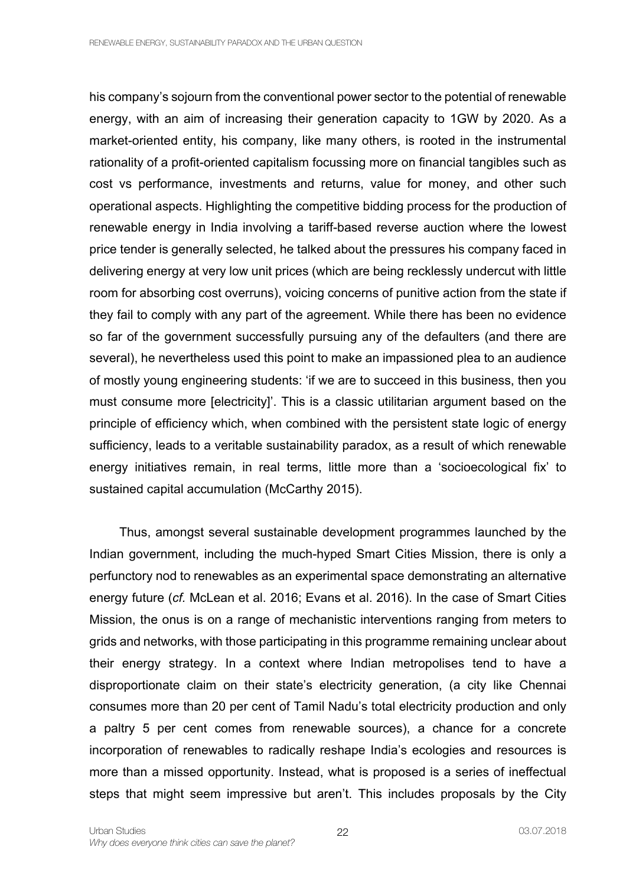his company's sojourn from the conventional power sector to the potential of renewable energy, with an aim of increasing their generation capacity to 1GW by 2020. As a market-oriented entity, his company, like many others, is rooted in the instrumental rationality of a profit-oriented capitalism focussing more on financial tangibles such as cost vs performance, investments and returns, value for money, and other such operational aspects. Highlighting the competitive bidding process for the production of renewable energy in India involving a tariff-based reverse auction where the lowest price tender is generally selected, he talked about the pressures his company faced in delivering energy at very low unit prices (which are being recklessly undercut with little room for absorbing cost overruns), voicing concerns of punitive action from the state if they fail to comply with any part of the agreement. While there has been no evidence so far of the government successfully pursuing any of the defaulters (and there are several), he nevertheless used this point to make an impassioned plea to an audience of mostly young engineering students: 'if we are to succeed in this business, then you must consume more [electricity]'. This is a classic utilitarian argument based on the principle of efficiency which, when combined with the persistent state logic of energy sufficiency, leads to a veritable sustainability paradox, as a result of which renewable energy initiatives remain, in real terms, little more than a 'socioecological fix' to sustained capital accumulation (McCarthy 2015).

Thus, amongst several sustainable development programmes launched by the Indian government, including the much-hyped Smart Cities Mission, there is only a perfunctory nod to renewables as an experimental space demonstrating an alternative energy future (*cf.* McLean et al. 2016; Evans et al. 2016). In the case of Smart Cities Mission, the onus is on a range of mechanistic interventions ranging from meters to grids and networks, with those participating in this programme remaining unclear about their energy strategy. In a context where Indian metropolises tend to have a disproportionate claim on their state's electricity generation, (a city like Chennai consumes more than 20 per cent of Tamil Nadu's total electricity production and only a paltry 5 per cent comes from renewable sources), a chance for a concrete incorporation of renewables to radically reshape India's ecologies and resources is more than a missed opportunity. Instead, what is proposed is a series of ineffectual steps that might seem impressive but aren't. This includes proposals by the City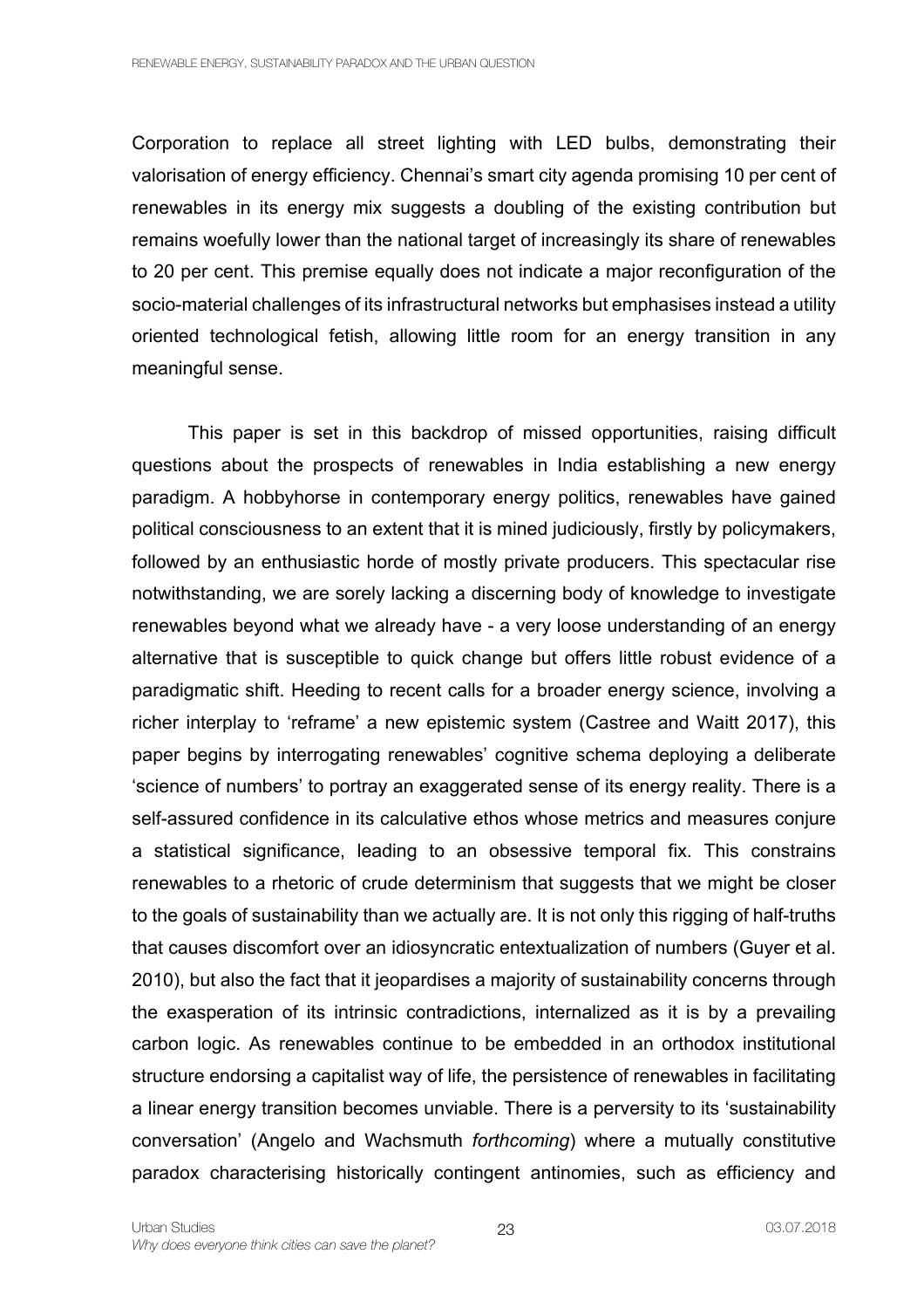Corporation to replace all street lighting with LED bulbs, demonstrating their valorisation of energy efficiency. Chennai's smart city agenda promising 10 per cent of renewables in its energy mix suggests a doubling of the existing contribution but remains woefully lower than the national target of increasingly its share of renewables to 20 per cent. This premise equally does not indicate a major reconfiguration of the socio-material challenges of its infrastructural networks but emphasises instead a utility oriented technological fetish, allowing little room for an energy transition in any meaningful sense.

This paper is set in this backdrop of missed opportunities, raising difficult questions about the prospects of renewables in India establishing a new energy paradigm. A hobbyhorse in contemporary energy politics, renewables have gained political consciousness to an extent that it is mined judiciously, firstly by policymakers, followed by an enthusiastic horde of mostly private producers. This spectacular rise notwithstanding, we are sorely lacking a discerning body of knowledge to investigate renewables beyond what we already have - a very loose understanding of an energy alternative that is susceptible to quick change but offers little robust evidence of a paradigmatic shift. Heeding to recent calls for a broader energy science, involving a richer interplay to 'reframe' a new epistemic system (Castree and Waitt 2017), this paper begins by interrogating renewables' cognitive schema deploying a deliberate 'science of numbers' to portray an exaggerated sense of its energy reality. There is a self-assured confidence in its calculative ethos whose metrics and measures conjure a statistical significance, leading to an obsessive temporal fix. This constrains renewables to a rhetoric of crude determinism that suggests that we might be closer to the goals of sustainability than we actually are. It is not only this rigging of half-truths that causes discomfort over an idiosyncratic entextualization of numbers (Guyer et al. 2010), but also the fact that it jeopardises a majority of sustainability concerns through the exasperation of its intrinsic contradictions, internalized as it is by a prevailing carbon logic. As renewables continue to be embedded in an orthodox institutional structure endorsing a capitalist way of life, the persistence of renewables in facilitating a linear energy transition becomes unviable. There is a perversity to its 'sustainability conversation' (Angelo and Wachsmuth *forthcoming*) where a mutually constitutive paradox characterising historically contingent antinomies, such as efficiency and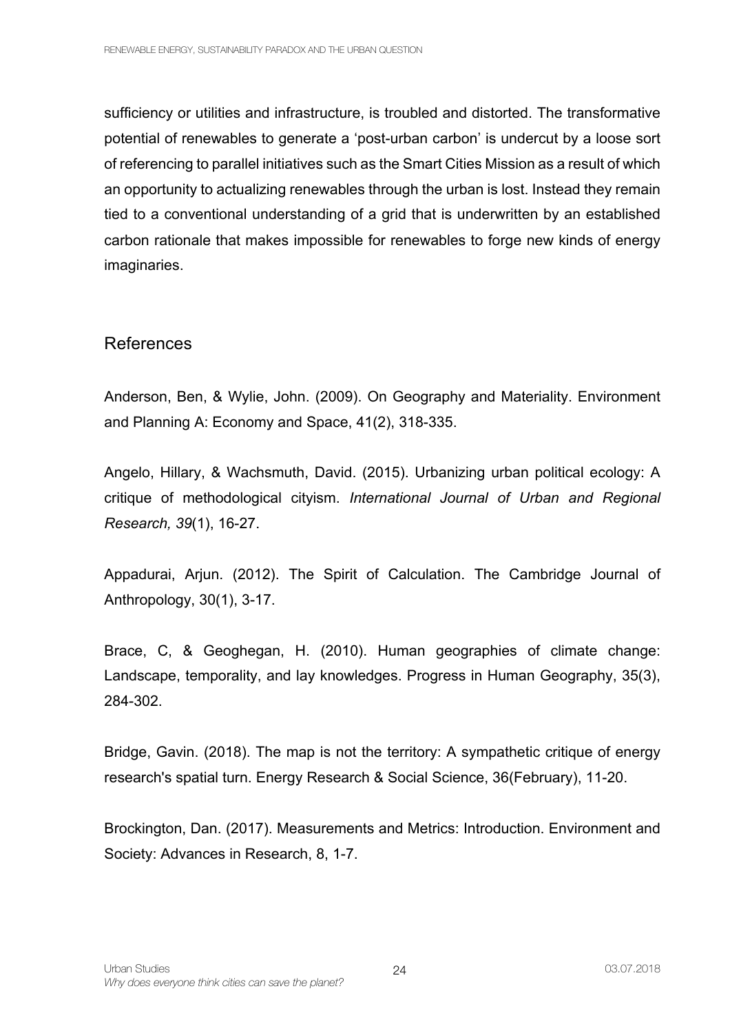sufficiency or utilities and infrastructure, is troubled and distorted. The transformative potential of renewables to generate a 'post-urban carbon' is undercut by a loose sort of referencing to parallel initiatives such as the Smart Cities Mission as a result of which an opportunity to actualizing renewables through the urban is lost. Instead they remain tied to a conventional understanding of a grid that is underwritten by an established carbon rationale that makes impossible for renewables to forge new kinds of energy imaginaries.

## References

Anderson, Ben, & Wylie, John. (2009). On Geography and Materiality. Environment and Planning A: Economy and Space, 41(2), 318-335.

Angelo, Hillary, & Wachsmuth, David. (2015). Urbanizing urban political ecology: A critique of methodological cityism. *International Journal of Urban and Regional Research, 39*(1), 16-27.

Appadurai, Arjun. (2012). The Spirit of Calculation. The Cambridge Journal of Anthropology, 30(1), 3-17.

Brace, C, & Geoghegan, H. (2010). Human geographies of climate change: Landscape, temporality, and lay knowledges. Progress in Human Geography, 35(3), 284-302.

Bridge, Gavin. (2018). The map is not the territory: A sympathetic critique of energy research's spatial turn. Energy Research & Social Science, 36(February), 11-20.

Brockington, Dan. (2017). Measurements and Metrics: Introduction. Environment and Society: Advances in Research, 8, 1-7.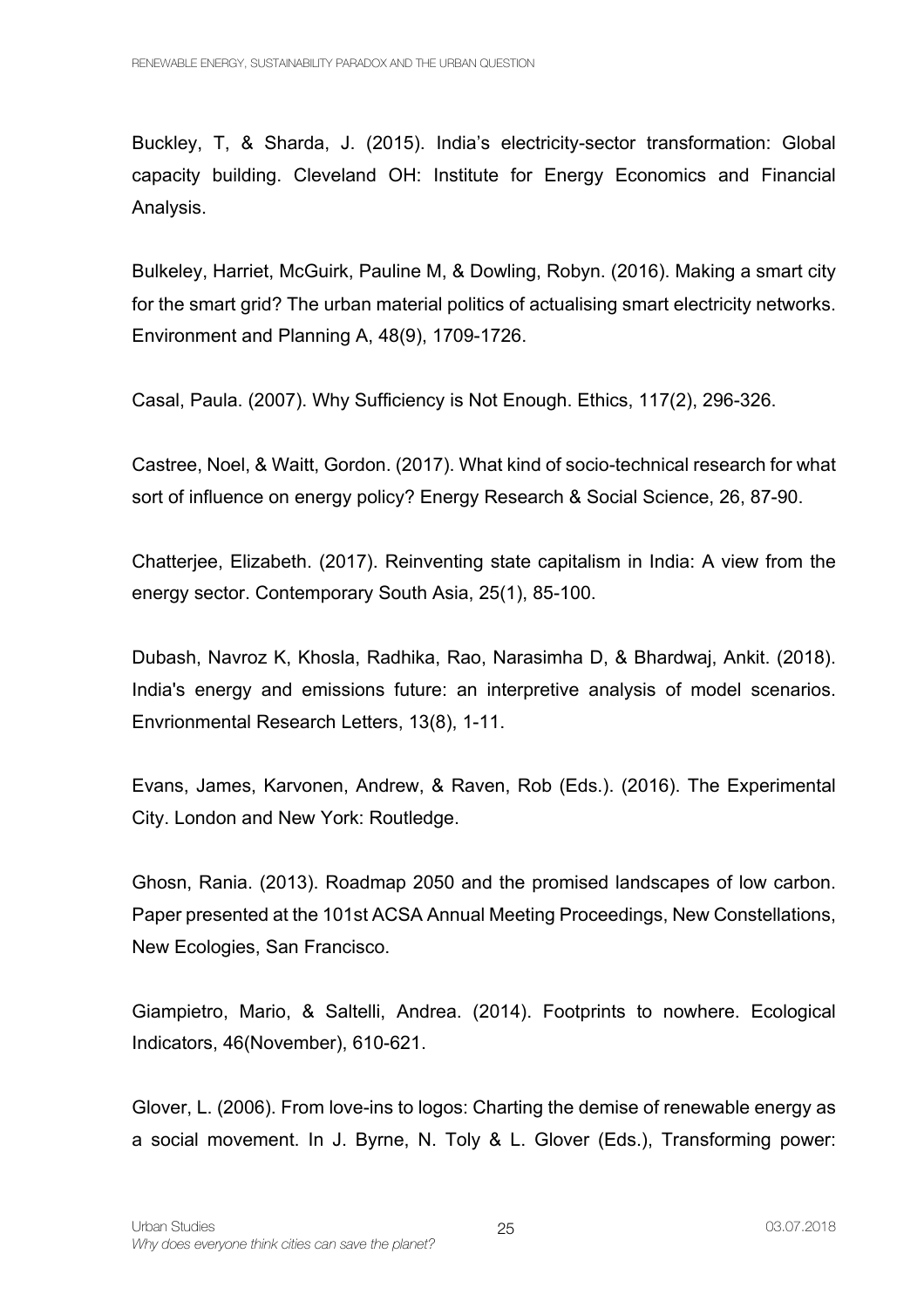Buckley, T, & Sharda, J. (2015). India's electricity-sector transformation: Global capacity building. Cleveland OH: Institute for Energy Economics and Financial Analysis.

Bulkeley, Harriet, McGuirk, Pauline M, & Dowling, Robyn. (2016). Making a smart city for the smart grid? The urban material politics of actualising smart electricity networks. Environment and Planning A, 48(9), 1709-1726.

Casal, Paula. (2007). Why Sufficiency is Not Enough. Ethics, 117(2), 296-326.

Castree, Noel, & Waitt, Gordon. (2017). What kind of socio-technical research for what sort of influence on energy policy? Energy Research & Social Science, 26, 87-90.

Chatterjee, Elizabeth. (2017). Reinventing state capitalism in India: A view from the energy sector. Contemporary South Asia, 25(1), 85-100.

Dubash, Navroz K, Khosla, Radhika, Rao, Narasimha D, & Bhardwaj, Ankit. (2018). India's energy and emissions future: an interpretive analysis of model scenarios. Envrionmental Research Letters, 13(8), 1-11.

Evans, James, Karvonen, Andrew, & Raven, Rob (Eds.). (2016). The Experimental City. London and New York: Routledge.

Ghosn, Rania. (2013). Roadmap 2050 and the promised landscapes of low carbon. Paper presented at the 101st ACSA Annual Meeting Proceedings, New Constellations, New Ecologies, San Francisco.

Giampietro, Mario, & Saltelli, Andrea. (2014). Footprints to nowhere. Ecological Indicators, 46(November), 610-621.

Glover, L. (2006). From love-ins to logos: Charting the demise of renewable energy as a social movement. In J. Byrne, N. Toly & L. Glover (Eds.), Transforming power: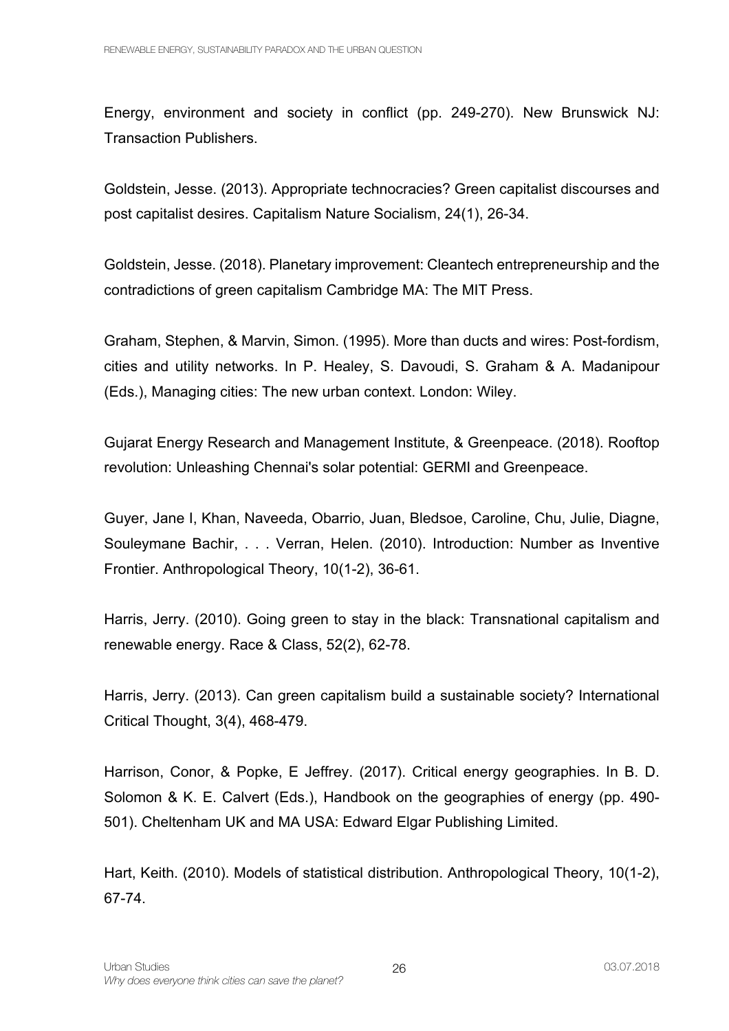Energy, environment and society in conflict (pp. 249-270). New Brunswick NJ: Transaction Publishers.

Goldstein, Jesse. (2013). Appropriate technocracies? Green capitalist discourses and post capitalist desires. Capitalism Nature Socialism, 24(1), 26-34.

Goldstein, Jesse. (2018). Planetary improvement: Cleantech entrepreneurship and the contradictions of green capitalism Cambridge MA: The MIT Press.

Graham, Stephen, & Marvin, Simon. (1995). More than ducts and wires: Post-fordism, cities and utility networks. In P. Healey, S. Davoudi, S. Graham & A. Madanipour (Eds.), Managing cities: The new urban context. London: Wiley.

Gujarat Energy Research and Management Institute, & Greenpeace. (2018). Rooftop revolution: Unleashing Chennai's solar potential: GERMI and Greenpeace.

Guyer, Jane I, Khan, Naveeda, Obarrio, Juan, Bledsoe, Caroline, Chu, Julie, Diagne, Souleymane Bachir, . . . Verran, Helen. (2010). Introduction: Number as Inventive Frontier. Anthropological Theory, 10(1-2), 36-61.

Harris, Jerry. (2010). Going green to stay in the black: Transnational capitalism and renewable energy. Race & Class, 52(2), 62-78.

Harris, Jerry. (2013). Can green capitalism build a sustainable society? International Critical Thought, 3(4), 468-479.

Harrison, Conor, & Popke, E Jeffrey. (2017). Critical energy geographies. In B. D. Solomon & K. E. Calvert (Eds.), Handbook on the geographies of energy (pp. 490-501). Cheltenham UK and MA USA: Edward Elgar Publishing Limited.

Hart, Keith. (2010). Models of statistical distribution. Anthropological Theory, 10(1-2), 67-74.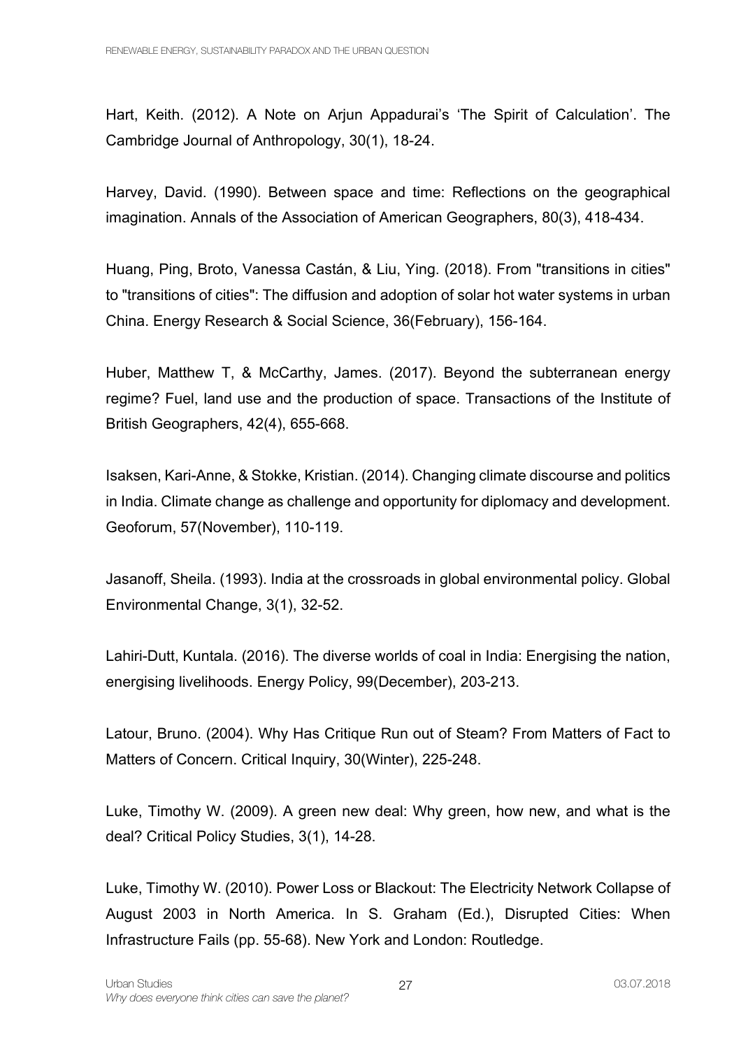Hart, Keith. (2012). A Note on Arjun Appadurai's 'The Spirit of Calculation'. The Cambridge Journal of Anthropology, 30(1), 18-24.

Harvey, David. (1990). Between space and time: Reflections on the geographical imagination. Annals of the Association of American Geographers, 80(3), 418-434.

Huang, Ping, Broto, Vanessa Castán, & Liu, Ying. (2018). From "transitions in cities" to "transitions of cities": The diffusion and adoption of solar hot water systems in urban China. Energy Research & Social Science, 36(February), 156-164.

Huber, Matthew T, & McCarthy, James. (2017). Beyond the subterranean energy regime? Fuel, land use and the production of space. Transactions of the Institute of British Geographers, 42(4), 655-668.

Isaksen, Kari-Anne, & Stokke, Kristian. (2014). Changing climate discourse and politics in India. Climate change as challenge and opportunity for diplomacy and development. Geoforum, 57(November), 110-119.

Jasanoff, Sheila. (1993). India at the crossroads in global environmental policy. Global Environmental Change, 3(1), 32-52.

Lahiri-Dutt, Kuntala. (2016). The diverse worlds of coal in India: Energising the nation, energising livelihoods. Energy Policy, 99(December), 203-213.

Latour, Bruno. (2004). Why Has Critique Run out of Steam? From Matters of Fact to Matters of Concern. Critical Inquiry, 30(Winter), 225-248.

Luke, Timothy W. (2009). A green new deal: Why green, how new, and what is the deal? Critical Policy Studies, 3(1), 14-28.

Luke, Timothy W. (2010). Power Loss or Blackout: The Electricity Network Collapse of August 2003 in North America. In S. Graham (Ed.), Disrupted Cities: When Infrastructure Fails (pp. 55-68). New York and London: Routledge.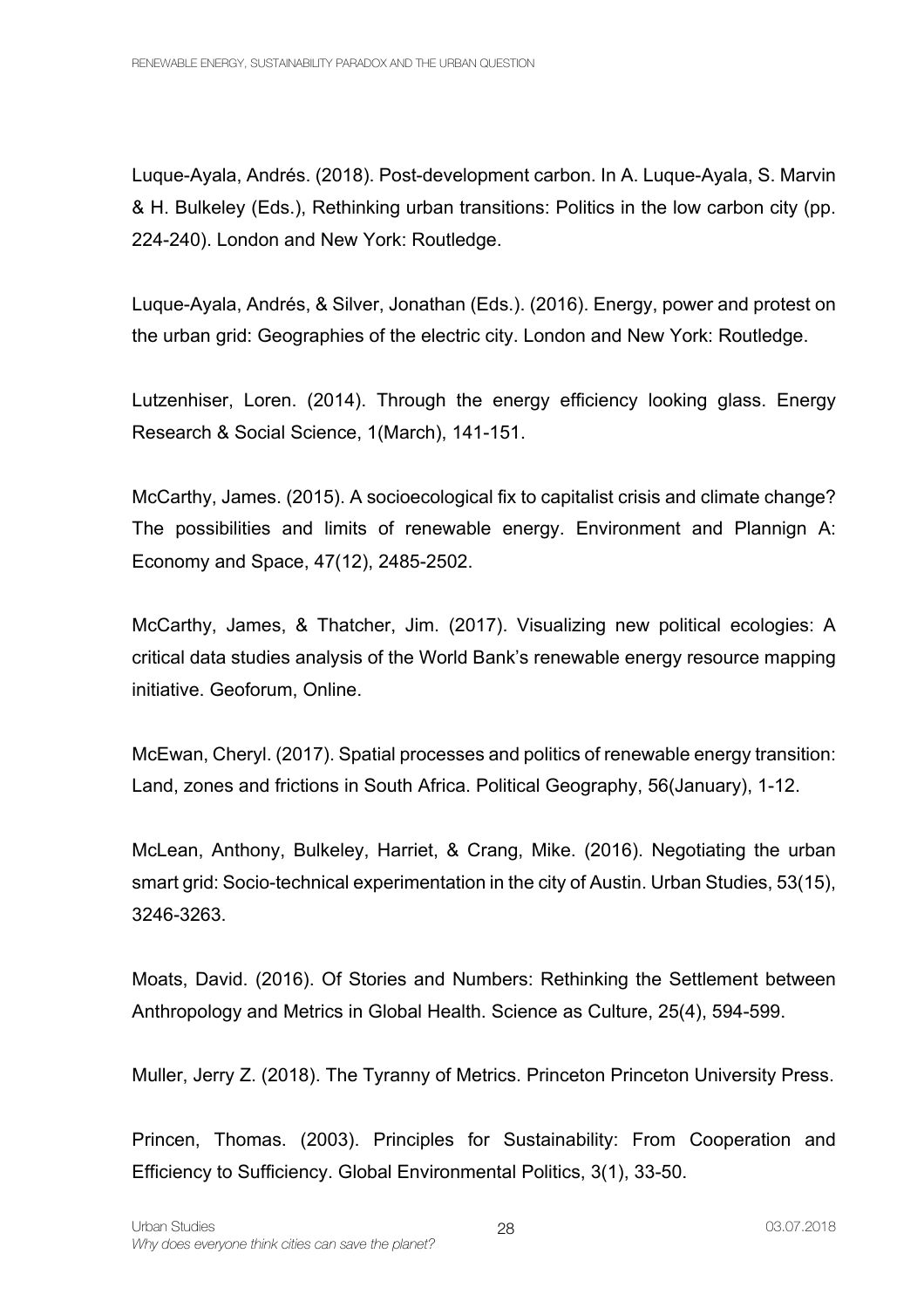Luque-Ayala, Andrés. (2018). Post-development carbon. In A. Luque-Ayala, S. Marvin & H. Bulkeley (Eds.), Rethinking urban transitions: Politics in the low carbon city (pp. 224-240). London and New York: Routledge.

Luque-Ayala, Andrés, & Silver, Jonathan (Eds.). (2016). Energy, power and protest on the urban grid: Geographies of the electric city. London and New York: Routledge.

Lutzenhiser, Loren. (2014). Through the energy efficiency looking glass. Energy Research & Social Science, 1(March), 141-151.

McCarthy, James. (2015). A socioecological fix to capitalist crisis and climate change? The possibilities and limits of renewable energy. Environment and Plannign A: Economy and Space, 47(12), 2485-2502.

McCarthy, James, & Thatcher, Jim. (2017). Visualizing new political ecologies: A critical data studies analysis of the World Bank's renewable energy resource mapping initiative. Geoforum, Online.

McEwan, Cheryl. (2017). Spatial processes and politics of renewable energy transition: Land, zones and frictions in South Africa. Political Geography, 56(January), 1-12.

McLean, Anthony, Bulkeley, Harriet, & Crang, Mike. (2016). Negotiating the urban smart grid: Socio-technical experimentation in the city of Austin. Urban Studies, 53(15), 3246-3263.

Moats, David. (2016). Of Stories and Numbers: Rethinking the Settlement between Anthropology and Metrics in Global Health. Science as Culture, 25(4), 594-599.

Muller, Jerry Z. (2018). The Tyranny of Metrics. Princeton Princeton University Press.

Princen, Thomas. (2003). Principles for Sustainability: From Cooperation and Efficiency to Sufficiency. Global Environmental Politics, 3(1), 33-50.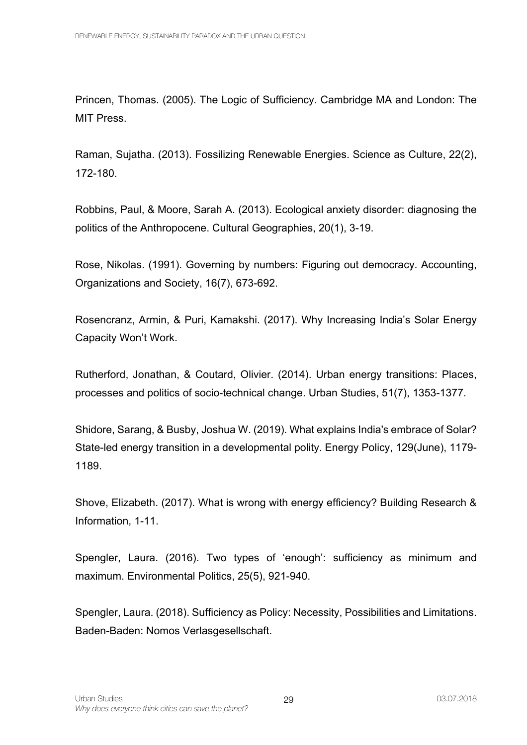Princen, Thomas. (2005). The Logic of Sufficiency. Cambridge MA and London: The MIT Press.

Raman, Sujatha. (2013). Fossilizing Renewable Energies. Science as Culture, 22(2), 172-180.

Robbins, Paul, & Moore, Sarah A. (2013). Ecological anxiety disorder: diagnosing the politics of the Anthropocene. Cultural Geographies, 20(1), 3-19.

Rose, Nikolas. (1991). Governing by numbers: Figuring out democracy. Accounting, Organizations and Society, 16(7), 673-692.

Rosencranz, Armin, & Puri, Kamakshi. (2017). Why Increasing India's Solar Energy Capacity Won't Work.

Rutherford, Jonathan, & Coutard, Olivier. (2014). Urban energy transitions: Places, processes and politics of socio-technical change. Urban Studies, 51(7), 1353-1377.

Shidore, Sarang, & Busby, Joshua W. (2019). What explains India's embrace of Solar? State-led energy transition in a developmental polity. Energy Policy, 129(June), 1179-1189.

Shove, Elizabeth. (2017). What is wrong with energy efficiency? Building Research & Information, 1-11.

Spengler, Laura. (2016). Two types of 'enough': sufficiency as minimum and maximum. Environmental Politics, 25(5), 921-940.

Spengler, Laura. (2018). Sufficiency as Policy: Necessity, Possibilities and Limitations. Baden-Baden: Nomos Verlasgesellschaft.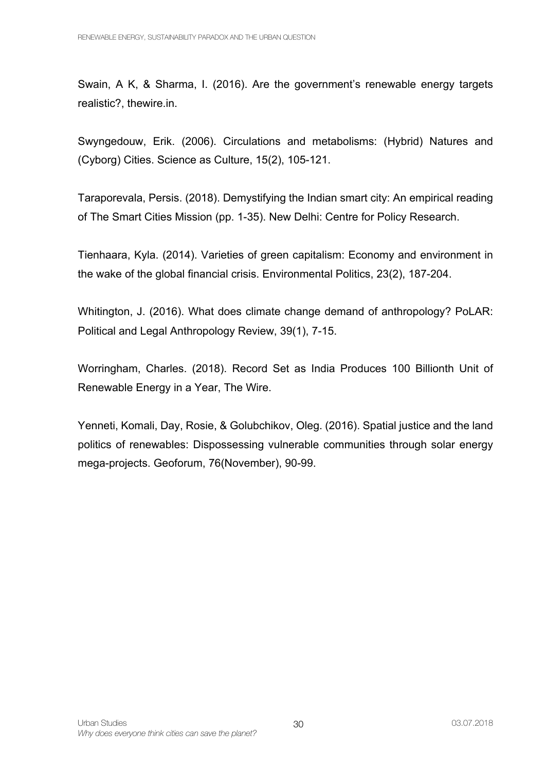Swain, A K, & Sharma, I. (2016). Are the government's renewable energy targets realistic?, thewire.in.

Swyngedouw, Erik. (2006). Circulations and metabolisms: (Hybrid) Natures and (Cyborg) Cities. Science as Culture, 15(2), 105-121.

Taraporevala, Persis. (2018). Demystifying the Indian smart city: An empirical reading of The Smart Cities Mission (pp. 1-35). New Delhi: Centre for Policy Research.

Tienhaara, Kyla. (2014). Varieties of green capitalism: Economy and environment in the wake of the global financial crisis. Environmental Politics, 23(2), 187-204.

Whitington, J. (2016). What does climate change demand of anthropology? PoLAR: Political and Legal Anthropology Review, 39(1), 7-15.

Worringham, Charles. (2018). Record Set as India Produces 100 Billionth Unit of Renewable Energy in a Year, The Wire.

Yenneti, Komali, Day, Rosie, & Golubchikov, Oleg. (2016). Spatial justice and the land politics of renewables: Dispossessing vulnerable communities through solar energy mega-projects. Geoforum, 76(November), 90-99.